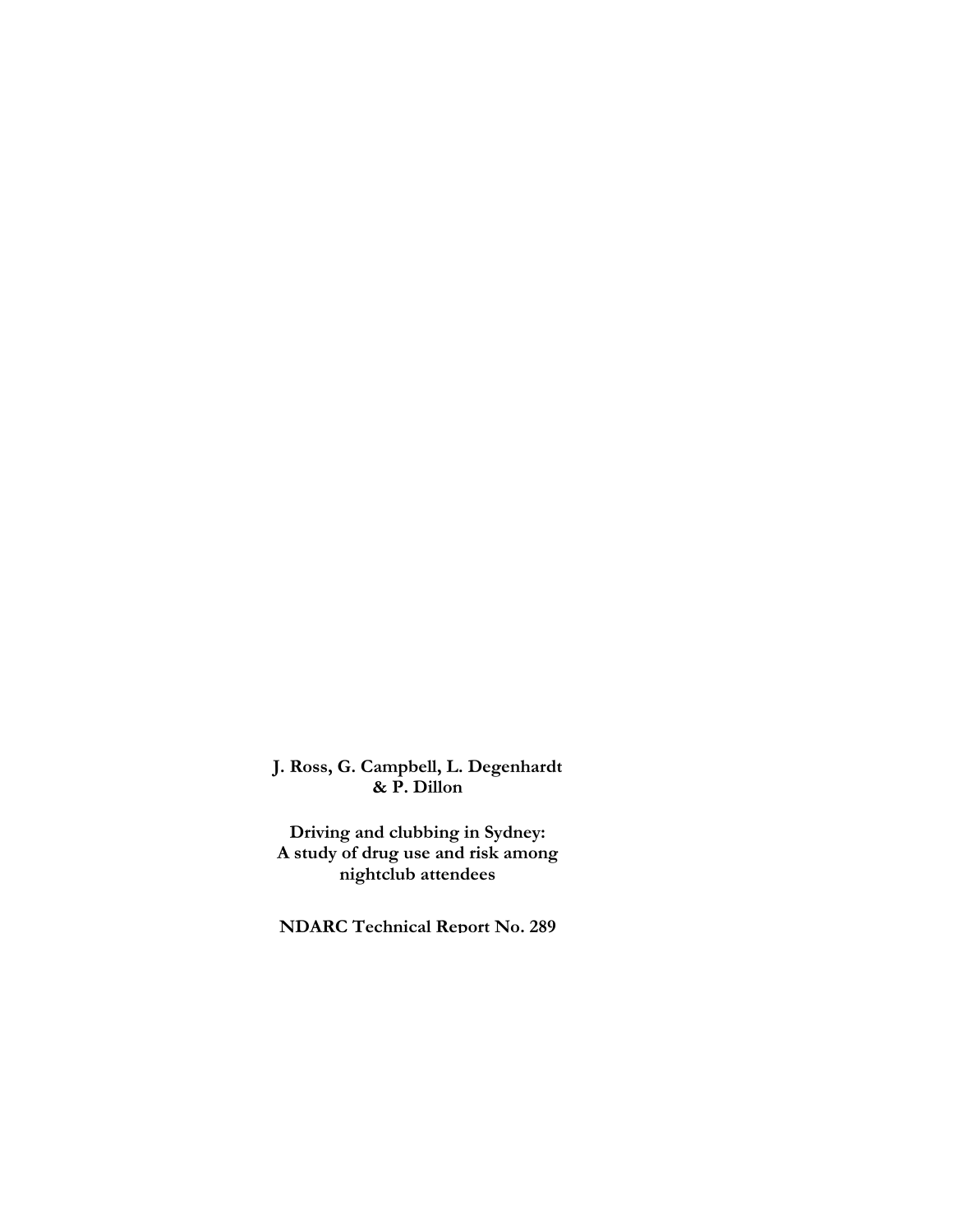**J. Ross, G. Campbell, L. Degenhardt & P. Dillon**

**Driving and clubbing in Sydney: A study of drug use and risk among nightclub attendees**

**NDARC Technical Report No. 289**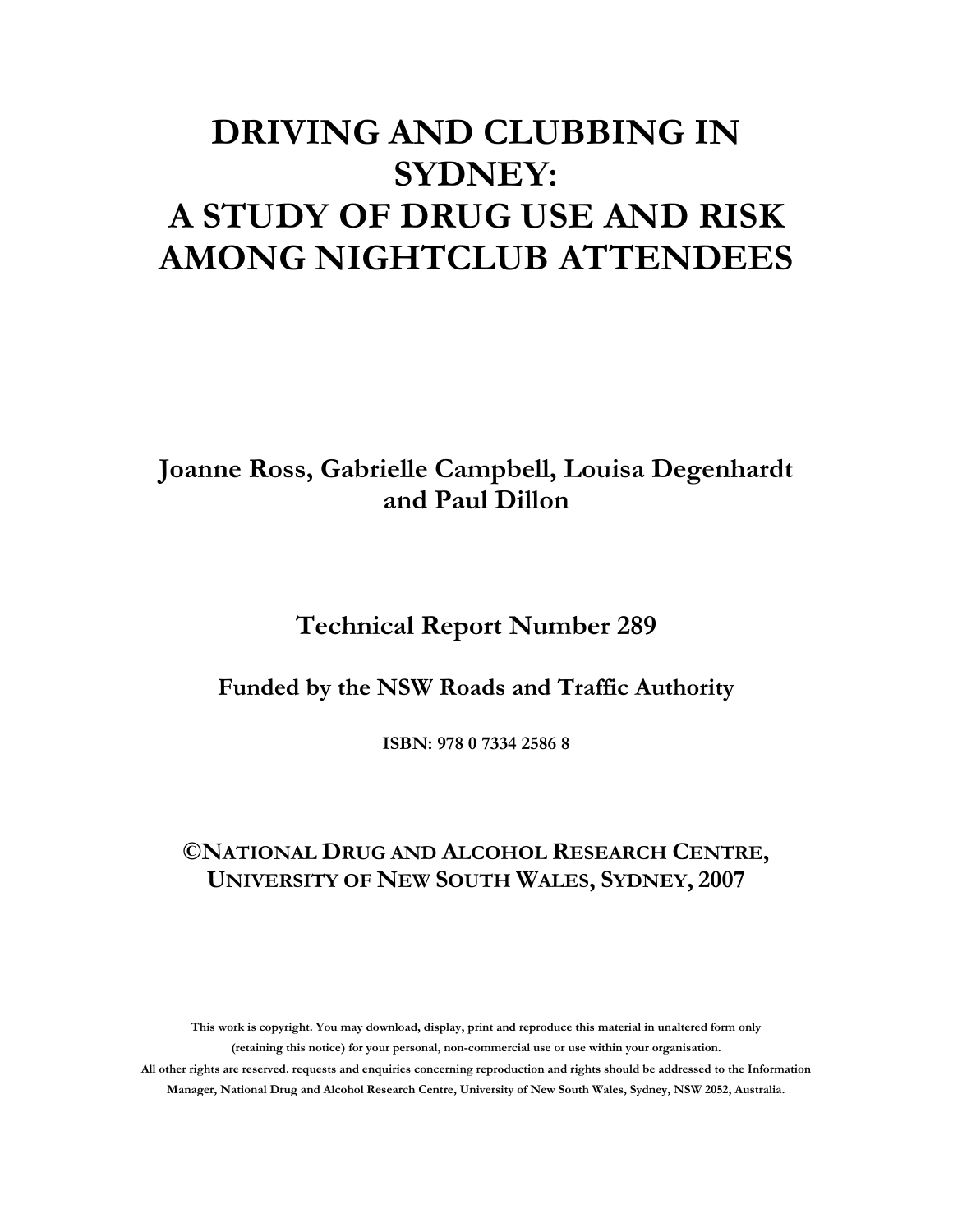# DRIVING AND CLUBBING IN SYDNEY: A STUDY OF DRUG USE AND RISK AMONG NIGHTCLUB ATTENDEES

**Joanne Ross, Gabrielle Campbell, Louisa Degenhardt and Paul Dillon**

**Technical Report Number 289**

**Funded by the NSW Roads and Traffic Authority**

**ISBN: 978 0 7334 2586 8**

**©NATIONAL DRUG AND ALCOHOL RESEARCH CENTRE, UNIVERSITY OF NEW SOUTH WALES, SYDNEY, 2007**

**This work is copyright. You may download, display, print and reproduce this material in unaltered form only (retaining this notice) for your personal, non-commercial use or use within your organisation. All other rights are reserved. requests and enquiries concerning reproduction and rights should be addressed to the Information Manager, National Drug and Alcohol Research Centre, University of New South Wales, Sydney, NSW 2052, Australia.**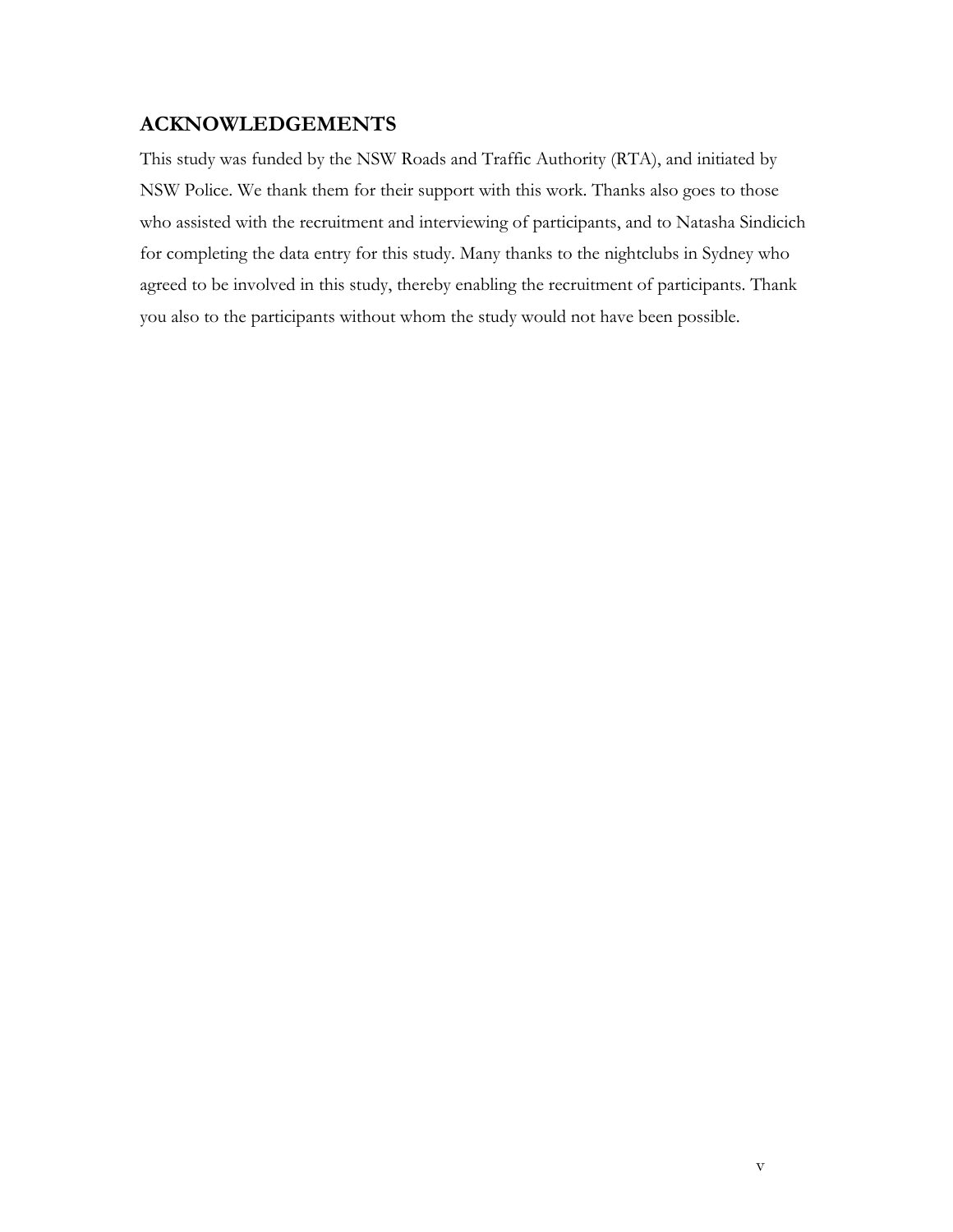## ACKNOWLEDGEMENTS

This study was funded by the NSW Roads and Traffic Authority (RTA), and initiated by NSW Police. We thank them for their support with this work. Thanks also goes to those who assisted with the recruitment and interviewing of participants, and to Natasha Sindicich for completing the data entry for this study. Many thanks to the nightclubs in Sydney who agreed to be involved in this study, thereby enabling the recruitment of participants. Thank you also to the participants without whom the study would not have been possible.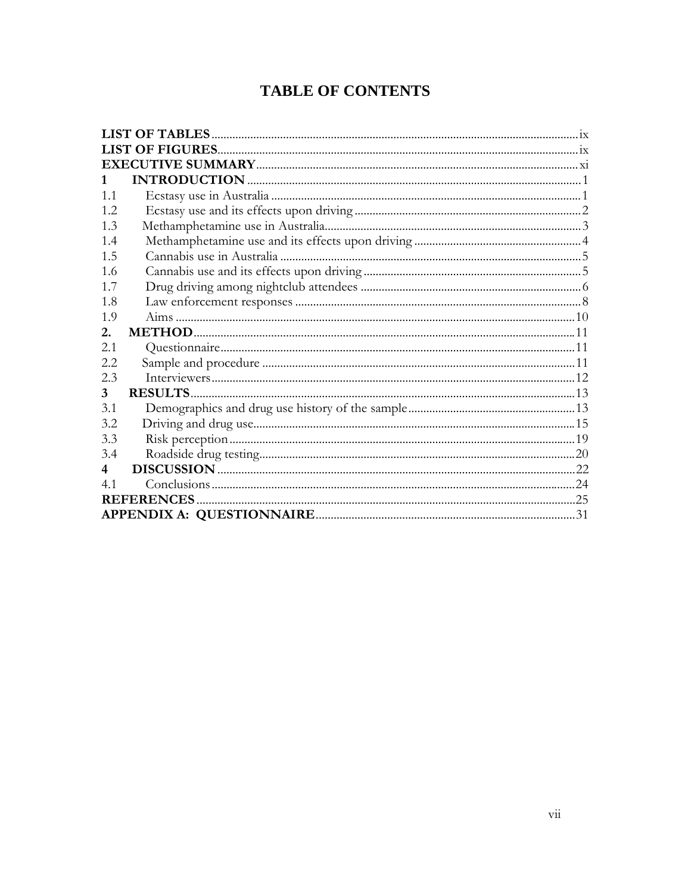# TABLE OF CONTENTS

| | |
|---|---|
| **LIST OF TABLES** | ix |
| **LIST OF FIGURES** | ix |
| **EXECUTIVE SUMMARY** | xi |
| **1 INTRODUCTION** | 1 |
| 1.1 Ecstasy use in Australia | 1 |
| 1.2 Ecstasy use and its effects upon driving | 2 |
| 1.3 Methamphetamine use in Australia | 3 |
| 1.4 Methamphetamine use and its effects upon driving | 4 |
| 1.5 Cannabis use in Australia | 5 |
| 1.6 Cannabis use and its effects upon driving | 5 |
| 1.7 Drug driving among nightclub attendees | 6 |
| 1.8 Law enforcement responses | 8 |
| 1.9 Aims | 10 |
| **2. METHOD** | 11 |
| 2.1 Questionnaire | 11 |
| 2.2 Sample and procedure | 11 |
| 2.3 Interviewers | 12 |
| **3 RESULTS** | 13 |
| 3.1 Demographics and drug use history of the sample | 13 |
| 3.2 Driving and drug use | 15 |
| 3.3 Risk perception | 19 |
| 3.4 Roadside drug testing | 20 |
| **4 DISCUSSION** | 22 |
| 4.1 Conclusions | 24 |
| **REFERENCES** | 25 |
| **APPENDIX A: QUESTIONNAIRE** | 31 |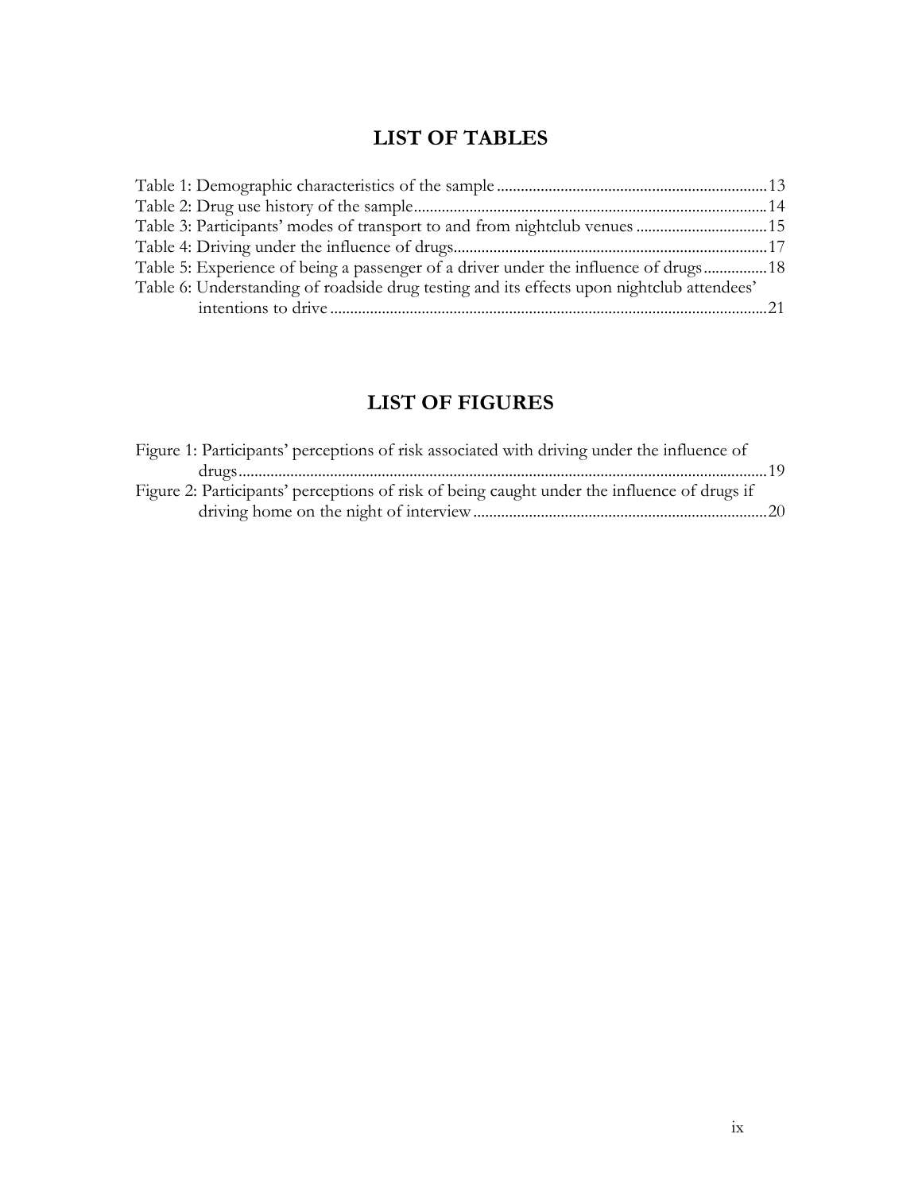# LIST OF TABLES

Table 1: Demographic characteristics of the sample .......... 13
Table 2: Drug use history of the sample .......... 14
Table 3: Participants' modes of transport to and from nightclub venues .......... 15
Table 4: Driving under the influence of drugs .......... 17
Table 5: Experience of being a passenger of a driver under the influence of drugs .......... 18
Table 6: Understanding of roadside drug testing and its effects upon nightclub attendees' intentions to drive .......... 21

# LIST OF FIGURES

Figure 1: Participants' perceptions of risk associated with driving under the influence of drugs .......... 19
Figure 2: Participants' perceptions of risk of being caught under the influence of drugs if driving home on the night of interview .......... 20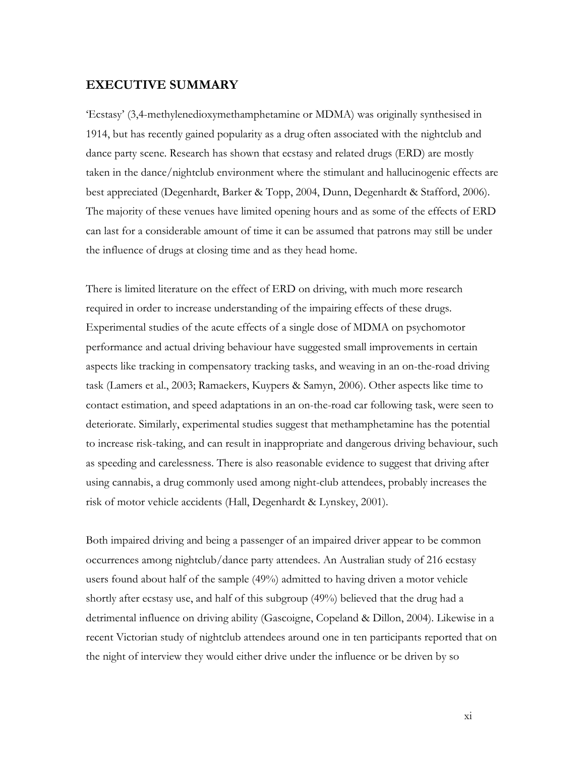## EXECUTIVE SUMMARY

'Ecstasy' (3,4-methylenedioxymethamphetamine or MDMA) was originally synthesised in 1914, but has recently gained popularity as a drug often associated with the nightclub and dance party scene. Research has shown that ecstasy and related drugs (ERD) are mostly taken in the dance/nightclub environment where the stimulant and hallucinogenic effects are best appreciated (Degenhardt, Barker & Topp, 2004, Dunn, Degenhardt & Stafford, 2006). The majority of these venues have limited opening hours and as some of the effects of ERD can last for a considerable amount of time it can be assumed that patrons may still be under the influence of drugs at closing time and as they head home.

There is limited literature on the effect of ERD on driving, with much more research required in order to increase understanding of the impairing effects of these drugs. Experimental studies of the acute effects of a single dose of MDMA on psychomotor performance and actual driving behaviour have suggested small improvements in certain aspects like tracking in compensatory tracking tasks, and weaving in an on-the-road driving task (Lamers et al., 2003; Ramaekers, Kuypers & Samyn, 2006). Other aspects like time to contact estimation, and speed adaptations in an on-the-road car following task, were seen to deteriorate. Similarly, experimental studies suggest that methamphetamine has the potential to increase risk-taking, and can result in inappropriate and dangerous driving behaviour, such as speeding and carelessness. There is also reasonable evidence to suggest that driving after using cannabis, a drug commonly used among night-club attendees, probably increases the risk of motor vehicle accidents (Hall, Degenhardt & Lynskey, 2001).

Both impaired driving and being a passenger of an impaired driver appear to be common occurrences among nightclub/dance party attendees. An Australian study of 216 ecstasy users found about half of the sample (49%) admitted to having driven a motor vehicle shortly after ecstasy use, and half of this subgroup (49%) believed that the drug had a detrimental influence on driving ability (Gascoigne, Copeland & Dillon, 2004). Likewise in a recent Victorian study of nightclub attendees around one in ten participants reported that on the night of interview they would either drive under the influence or be driven by so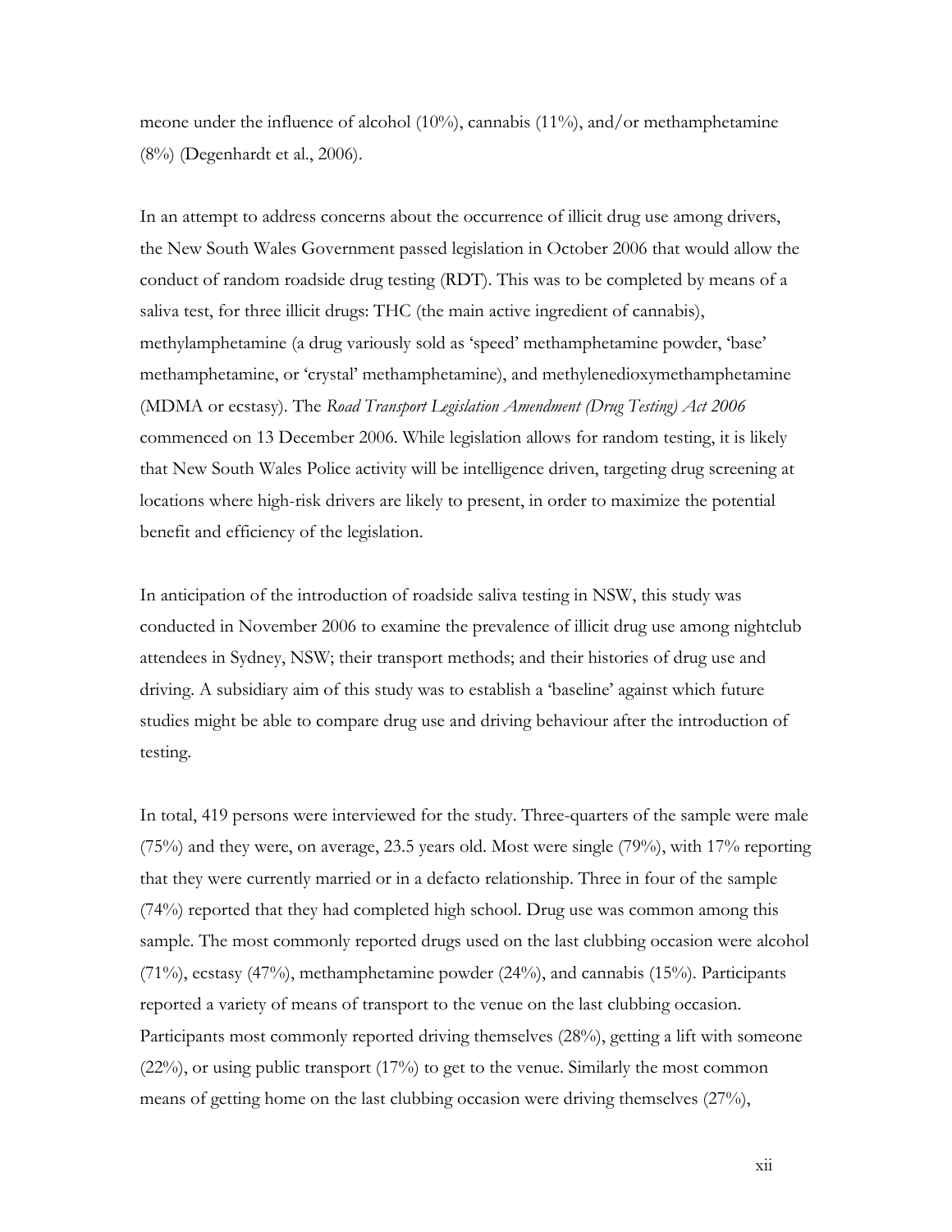meone under the influence of alcohol (10%), cannabis (11%), and/or methamphetamine (8%) (Degenhardt et al., 2006).

In an attempt to address concerns about the occurrence of illicit drug use among drivers, the New South Wales Government passed legislation in October 2006 that would allow the conduct of random roadside drug testing (RDT). This was to be completed by means of a saliva test, for three illicit drugs: THC (the main active ingredient of cannabis), methylamphetamine (a drug variously sold as 'speed' methamphetamine powder, 'base' methamphetamine, or 'crystal' methamphetamine), and methylenedioxymethamphetamine (MDMA or ecstasy). The *Road Transport Legislation Amendment (Drug Testing) Act 2006* commenced on 13 December 2006. While legislation allows for random testing, it is likely that New South Wales Police activity will be intelligence driven, targeting drug screening at locations where high-risk drivers are likely to present, in order to maximize the potential benefit and efficiency of the legislation.

In anticipation of the introduction of roadside saliva testing in NSW, this study was conducted in November 2006 to examine the prevalence of illicit drug use among nightclub attendees in Sydney, NSW; their transport methods; and their histories of drug use and driving. A subsidiary aim of this study was to establish a 'baseline' against which future studies might be able to compare drug use and driving behaviour after the introduction of testing.

In total, 419 persons were interviewed for the study. Three-quarters of the sample were male (75%) and they were, on average, 23.5 years old. Most were single (79%), with 17% reporting that they were currently married or in a defacto relationship. Three in four of the sample (74%) reported that they had completed high school. Drug use was common among this sample. The most commonly reported drugs used on the last clubbing occasion were alcohol (71%), ecstasy (47%), methamphetamine powder (24%), and cannabis (15%). Participants reported a variety of means of transport to the venue on the last clubbing occasion. Participants most commonly reported driving themselves (28%), getting a lift with someone (22%), or using public transport (17%) to get to the venue. Similarly the most common means of getting home on the last clubbing occasion were driving themselves (27%),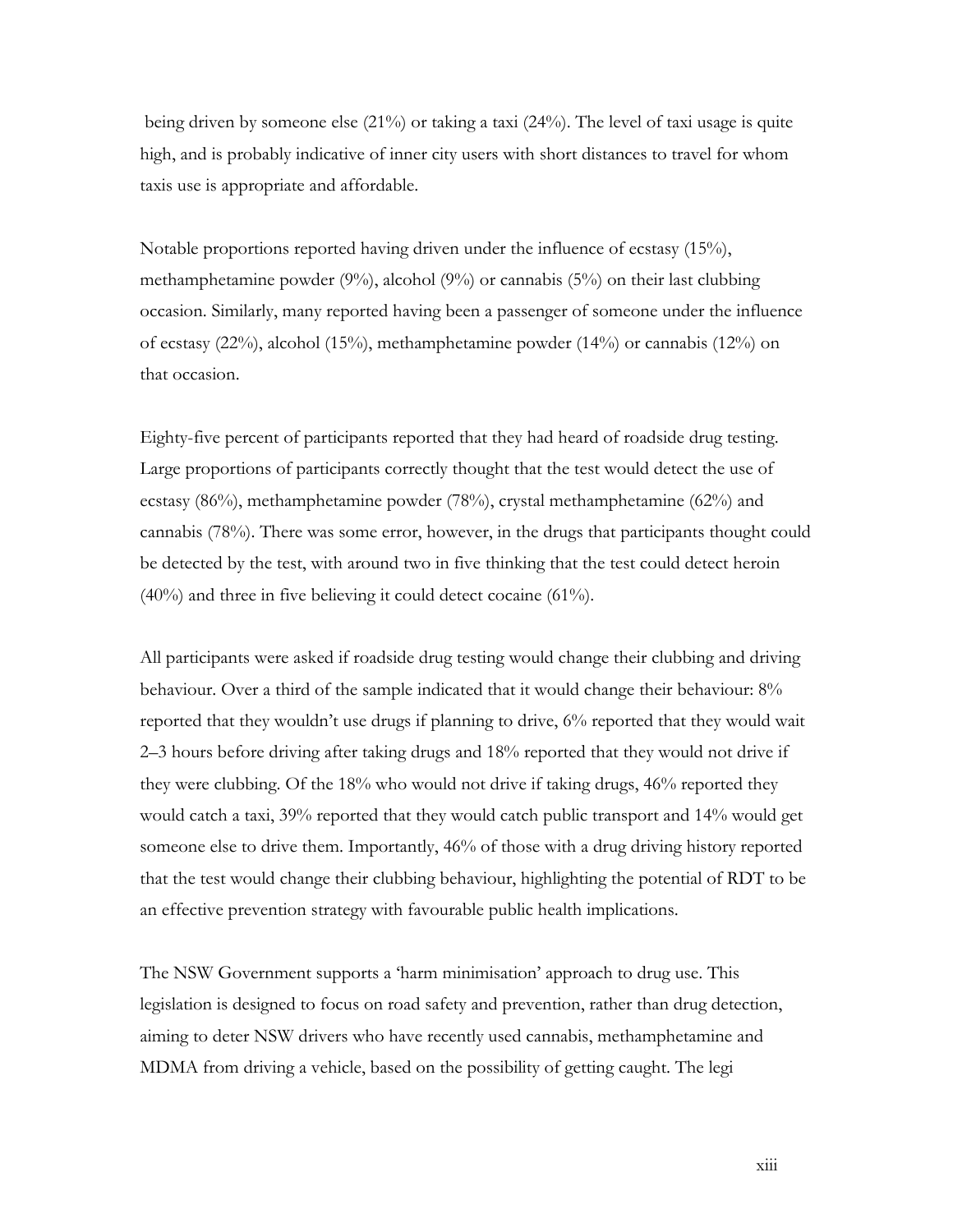being driven by someone else (21%) or taking a taxi (24%). The level of taxi usage is quite high, and is probably indicative of inner city users with short distances to travel for whom taxis use is appropriate and affordable.

Notable proportions reported having driven under the influence of ecstasy (15%), methamphetamine powder (9%), alcohol (9%) or cannabis (5%) on their last clubbing occasion. Similarly, many reported having been a passenger of someone under the influence of ecstasy (22%), alcohol (15%), methamphetamine powder (14%) or cannabis (12%) on that occasion.

Eighty-five percent of participants reported that they had heard of roadside drug testing. Large proportions of participants correctly thought that the test would detect the use of ecstasy (86%), methamphetamine powder (78%), crystal methamphetamine (62%) and cannabis (78%). There was some error, however, in the drugs that participants thought could be detected by the test, with around two in five thinking that the test could detect heroin (40%) and three in five believing it could detect cocaine (61%).

All participants were asked if roadside drug testing would change their clubbing and driving behaviour. Over a third of the sample indicated that it would change their behaviour: 8% reported that they wouldn't use drugs if planning to drive, 6% reported that they would wait 2–3 hours before driving after taking drugs and 18% reported that they would not drive if they were clubbing. Of the 18% who would not drive if taking drugs, 46% reported they would catch a taxi, 39% reported that they would catch public transport and 14% would get someone else to drive them. Importantly, 46% of those with a drug driving history reported that the test would change their clubbing behaviour, highlighting the potential of RDT to be an effective prevention strategy with favourable public health implications.

The NSW Government supports a 'harm minimisation' approach to drug use. This legislation is designed to focus on road safety and prevention, rather than drug detection, aiming to deter NSW drivers who have recently used cannabis, methamphetamine and MDMA from driving a vehicle, based on the possibility of getting caught. The legi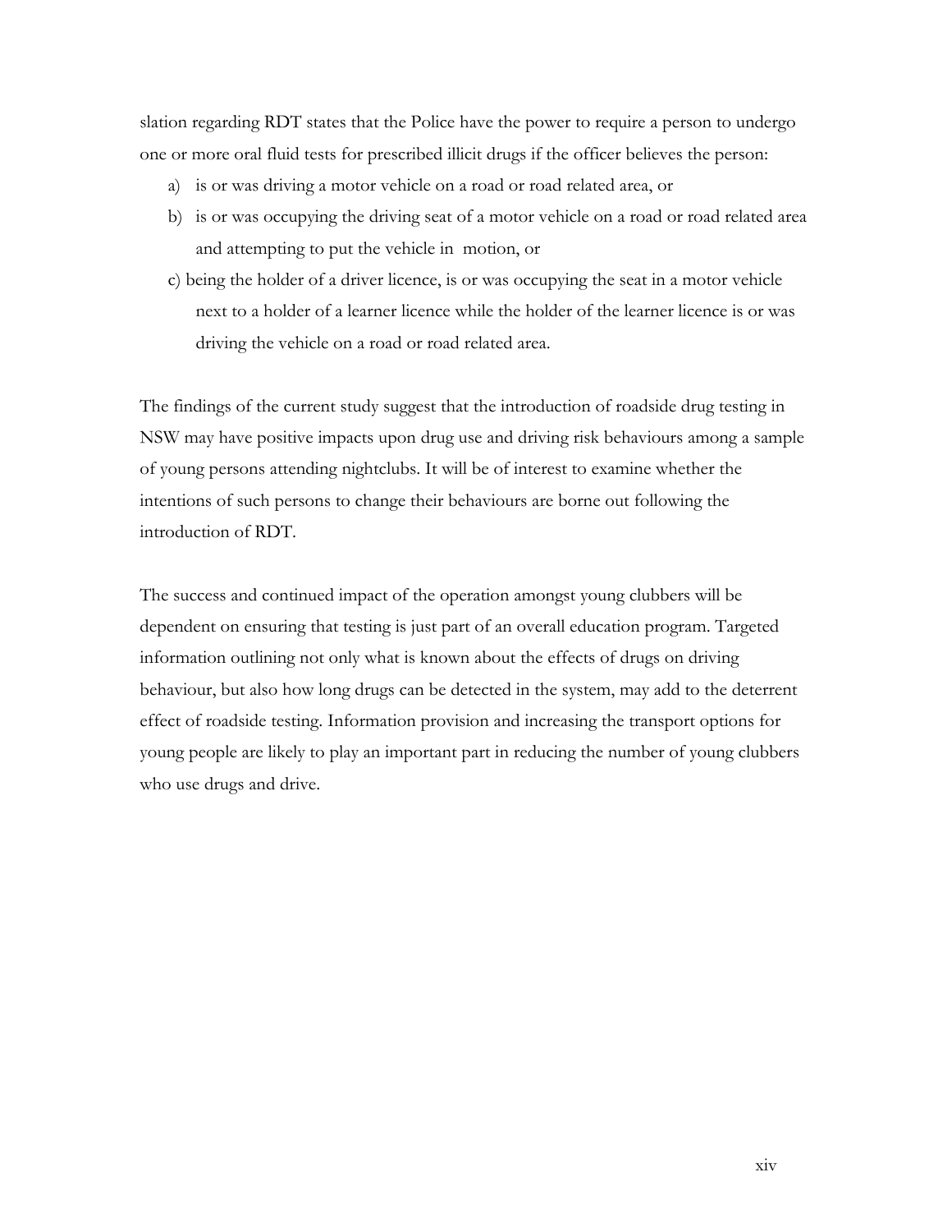slation regarding RDT states that the Police have the power to require a person to undergo one or more oral fluid tests for prescribed illicit drugs if the officer believes the person:

a) is or was driving a motor vehicle on a road or road related area, or
b) is or was occupying the driving seat of a motor vehicle on a road or road related area and attempting to put the vehicle in motion, or
c) being the holder of a driver licence, is or was occupying the seat in a motor vehicle next to a holder of a learner licence while the holder of the learner licence is or was driving the vehicle on a road or road related area.

The findings of the current study suggest that the introduction of roadside drug testing in NSW may have positive impacts upon drug use and driving risk behaviours among a sample of young persons attending nightclubs. It will be of interest to examine whether the intentions of such persons to change their behaviours are borne out following the introduction of RDT.

The success and continued impact of the operation amongst young clubbers will be dependent on ensuring that testing is just part of an overall education program. Targeted information outlining not only what is known about the effects of drugs on driving behaviour, but also how long drugs can be detected in the system, may add to the deterrent effect of roadside testing. Information provision and increasing the transport options for young people are likely to play an important part in reducing the number of young clubbers who use drugs and drive.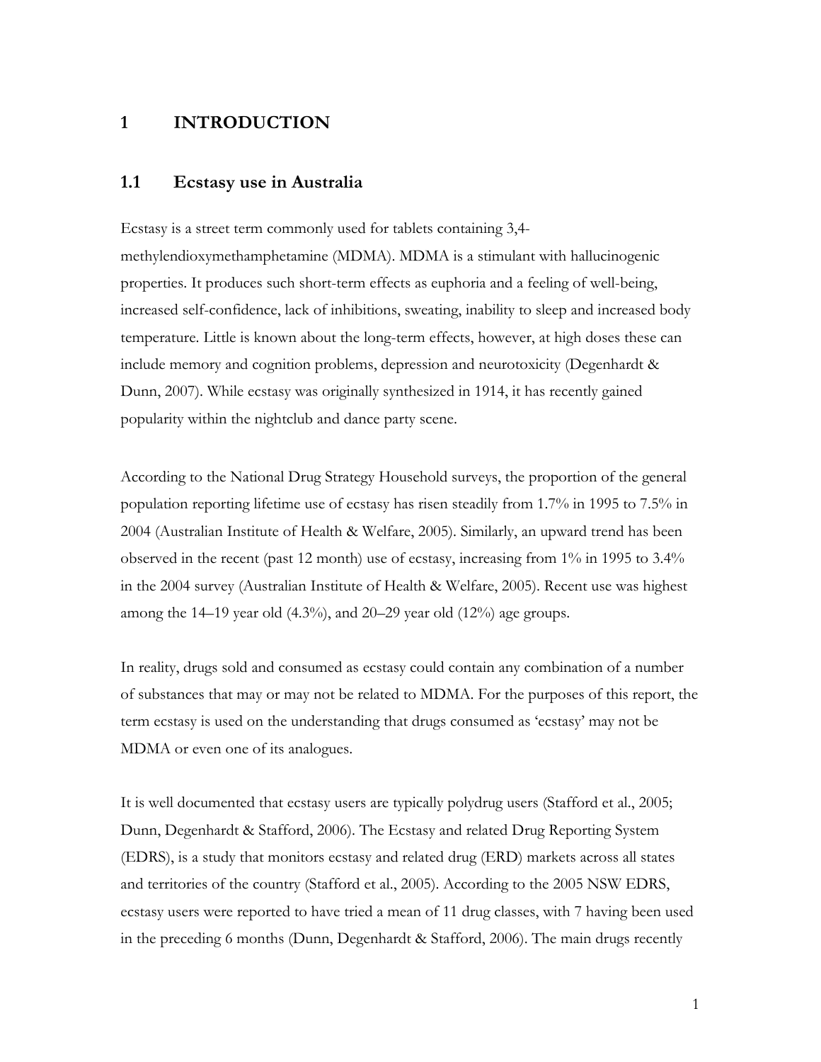# 1 INTRODUCTION

## 1.1 Ecstasy use in Australia

Ecstasy is a street term commonly used for tablets containing 3,4-methylendioxymethamphetamine (MDMA). MDMA is a stimulant with hallucinogenic properties. It produces such short-term effects as euphoria and a feeling of well-being, increased self-confidence, lack of inhibitions, sweating, inability to sleep and increased body temperature. Little is known about the long-term effects, however, at high doses these can include memory and cognition problems, depression and neurotoxicity (Degenhardt & Dunn, 2007). While ecstasy was originally synthesized in 1914, it has recently gained popularity within the nightclub and dance party scene.

According to the National Drug Strategy Household surveys, the proportion of the general population reporting lifetime use of ecstasy has risen steadily from 1.7% in 1995 to 7.5% in 2004 (Australian Institute of Health & Welfare, 2005). Similarly, an upward trend has been observed in the recent (past 12 month) use of ecstasy, increasing from 1% in 1995 to 3.4% in the 2004 survey (Australian Institute of Health & Welfare, 2005). Recent use was highest among the 14–19 year old (4.3%), and 20–29 year old (12%) age groups.

In reality, drugs sold and consumed as ecstasy could contain any combination of a number of substances that may or may not be related to MDMA. For the purposes of this report, the term ecstasy is used on the understanding that drugs consumed as 'ecstasy' may not be MDMA or even one of its analogues.

It is well documented that ecstasy users are typically polydrug users (Stafford et al., 2005; Dunn, Degenhardt & Stafford, 2006). The Ecstasy and related Drug Reporting System (EDRS), is a study that monitors ecstasy and related drug (ERD) markets across all states and territories of the country (Stafford et al., 2005). According to the 2005 NSW EDRS, ecstasy users were reported to have tried a mean of 11 drug classes, with 7 having been used in the preceding 6 months (Dunn, Degenhardt & Stafford, 2006). The main drugs recently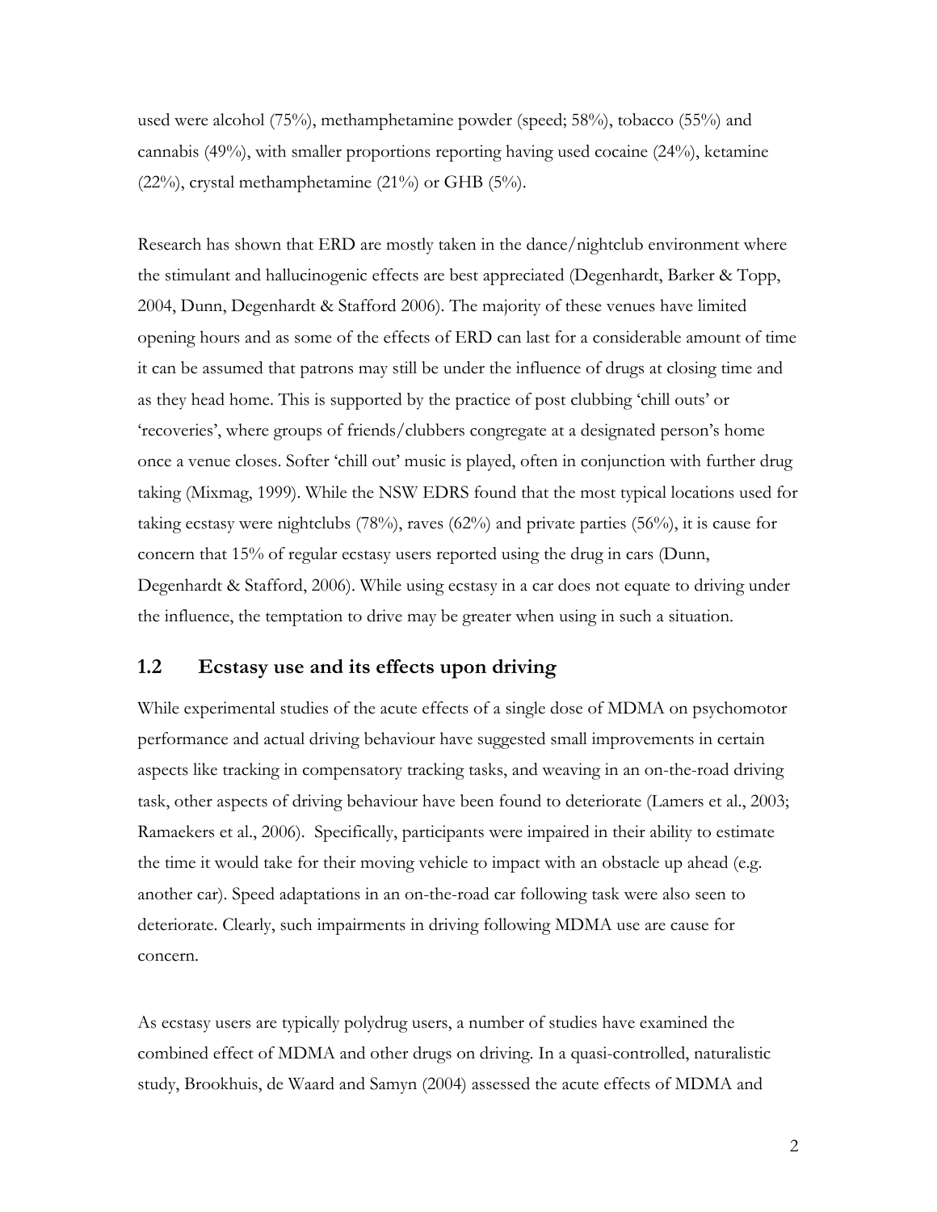used were alcohol (75%), methamphetamine powder (speed; 58%), tobacco (55%) and cannabis (49%), with smaller proportions reporting having used cocaine (24%), ketamine (22%), crystal methamphetamine (21%) or GHB (5%).

Research has shown that ERD are mostly taken in the dance/nightclub environment where the stimulant and hallucinogenic effects are best appreciated (Degenhardt, Barker & Topp, 2004, Dunn, Degenhardt & Stafford 2006). The majority of these venues have limited opening hours and as some of the effects of ERD can last for a considerable amount of time it can be assumed that patrons may still be under the influence of drugs at closing time and as they head home. This is supported by the practice of post clubbing 'chill outs' or 'recoveries', where groups of friends/clubbers congregate at a designated person's home once a venue closes. Softer 'chill out' music is played, often in conjunction with further drug taking (Mixmag, 1999). While the NSW EDRS found that the most typical locations used for taking ecstasy were nightclubs (78%), raves (62%) and private parties (56%), it is cause for concern that 15% of regular ecstasy users reported using the drug in cars (Dunn, Degenhardt & Stafford, 2006). While using ecstasy in a car does not equate to driving under the influence, the temptation to drive may be greater when using in such a situation.

## 1.2 Ecstasy use and its effects upon driving

While experimental studies of the acute effects of a single dose of MDMA on psychomotor performance and actual driving behaviour have suggested small improvements in certain aspects like tracking in compensatory tracking tasks, and weaving in an on-the-road driving task, other aspects of driving behaviour have been found to deteriorate (Lamers et al., 2003; Ramaekers et al., 2006). Specifically, participants were impaired in their ability to estimate the time it would take for their moving vehicle to impact with an obstacle up ahead (e.g. another car). Speed adaptations in an on-the-road car following task were also seen to deteriorate. Clearly, such impairments in driving following MDMA use are cause for concern.

As ecstasy users are typically polydrug users, a number of studies have examined the combined effect of MDMA and other drugs on driving. In a quasi-controlled, naturalistic study, Brookhuis, de Waard and Samyn (2004) assessed the acute effects of MDMA and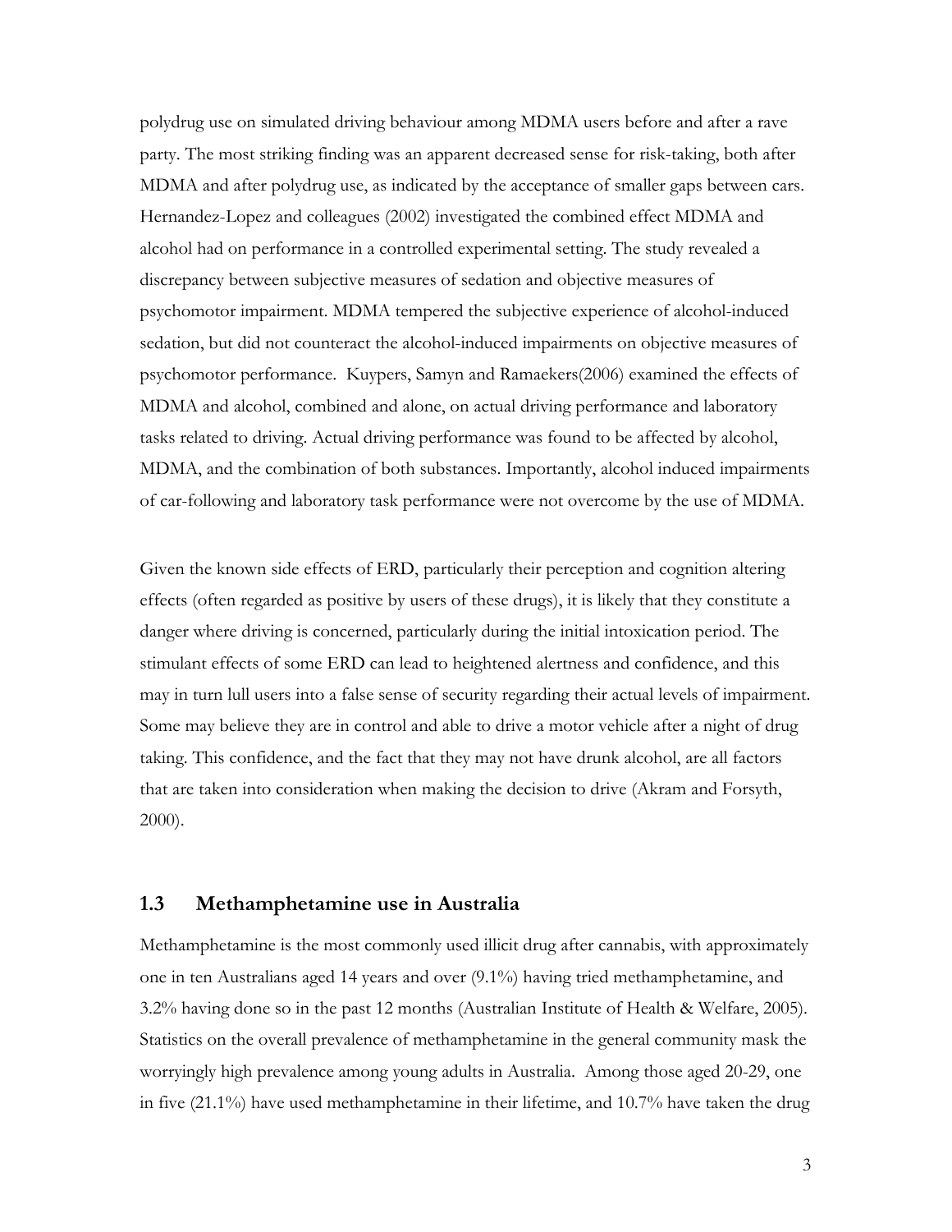polydrug use on simulated driving behaviour among MDMA users before and after a rave party. The most striking finding was an apparent decreased sense for risk-taking, both after MDMA and after polydrug use, as indicated by the acceptance of smaller gaps between cars. Hernandez-Lopez and colleagues (2002) investigated the combined effect MDMA and alcohol had on performance in a controlled experimental setting. The study revealed a discrepancy between subjective measures of sedation and objective measures of psychomotor impairment. MDMA tempered the subjective experience of alcohol-induced sedation, but did not counteract the alcohol-induced impairments on objective measures of psychomotor performance. Kuypers, Samyn and Ramaekers(2006) examined the effects of MDMA and alcohol, combined and alone, on actual driving performance and laboratory tasks related to driving. Actual driving performance was found to be affected by alcohol, MDMA, and the combination of both substances. Importantly, alcohol induced impairments of car-following and laboratory task performance were not overcome by the use of MDMA.

Given the known side effects of ERD, particularly their perception and cognition altering effects (often regarded as positive by users of these drugs), it is likely that they constitute a danger where driving is concerned, particularly during the initial intoxication period. The stimulant effects of some ERD can lead to heightened alertness and confidence, and this may in turn lull users into a false sense of security regarding their actual levels of impairment. Some may believe they are in control and able to drive a motor vehicle after a night of drug taking. This confidence, and the fact that they may not have drunk alcohol, are all factors that are taken into consideration when making the decision to drive (Akram and Forsyth, 2000).

## 1.3 Methamphetamine use in Australia

Methamphetamine is the most commonly used illicit drug after cannabis, with approximately one in ten Australians aged 14 years and over (9.1%) having tried methamphetamine, and 3.2% having done so in the past 12 months (Australian Institute of Health & Welfare, 2005). Statistics on the overall prevalence of methamphetamine in the general community mask the worryingly high prevalence among young adults in Australia. Among those aged 20-29, one in five (21.1%) have used methamphetamine in their lifetime, and 10.7% have taken the drug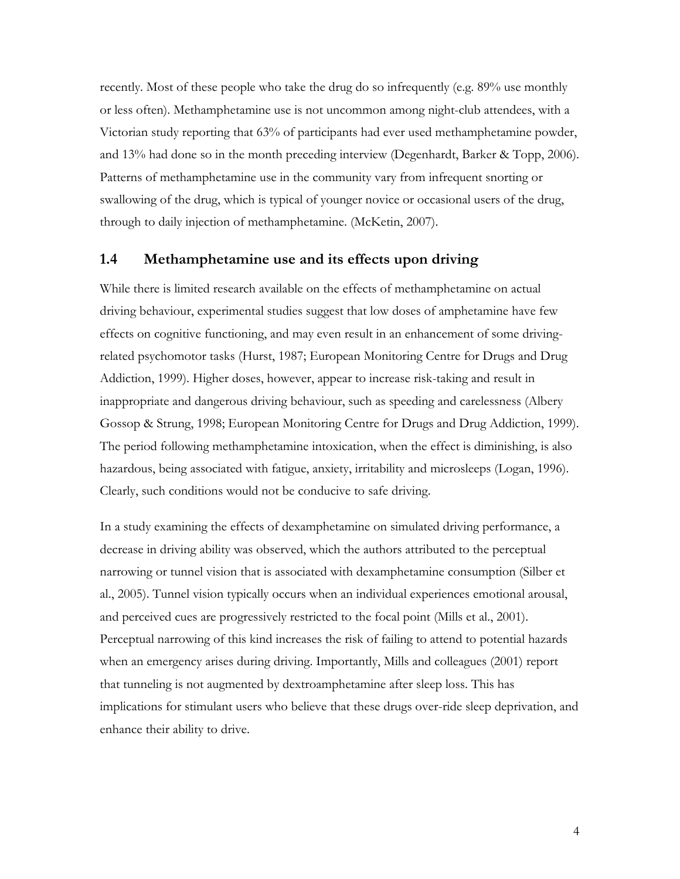recently. Most of these people who take the drug do so infrequently (e.g. 89% use monthly or less often). Methamphetamine use is not uncommon among night-club attendees, with a Victorian study reporting that 63% of participants had ever used methamphetamine powder, and 13% had done so in the month preceding interview (Degenhardt, Barker & Topp, 2006). Patterns of methamphetamine use in the community vary from infrequent snorting or swallowing of the drug, which is typical of younger novice or occasional users of the drug, through to daily injection of methamphetamine. (McKetin, 2007).

## 1.4 Methamphetamine use and its effects upon driving

While there is limited research available on the effects of methamphetamine on actual driving behaviour, experimental studies suggest that low doses of amphetamine have few effects on cognitive functioning, and may even result in an enhancement of some driving-related psychomotor tasks (Hurst, 1987; European Monitoring Centre for Drugs and Drug Addiction, 1999). Higher doses, however, appear to increase risk-taking and result in inappropriate and dangerous driving behaviour, such as speeding and carelessness (Albery Gossop & Strung, 1998; European Monitoring Centre for Drugs and Drug Addiction, 1999). The period following methamphetamine intoxication, when the effect is diminishing, is also hazardous, being associated with fatigue, anxiety, irritability and microsleeps (Logan, 1996). Clearly, such conditions would not be conducive to safe driving.

In a study examining the effects of dexamphetamine on simulated driving performance, a decrease in driving ability was observed, which the authors attributed to the perceptual narrowing or tunnel vision that is associated with dexamphetamine consumption (Silber et al., 2005). Tunnel vision typically occurs when an individual experiences emotional arousal, and perceived cues are progressively restricted to the focal point (Mills et al., 2001). Perceptual narrowing of this kind increases the risk of failing to attend to potential hazards when an emergency arises during driving. Importantly, Mills and colleagues (2001) report that tunneling is not augmented by dextroamphetamine after sleep loss. This has implications for stimulant users who believe that these drugs over-ride sleep deprivation, and enhance their ability to drive.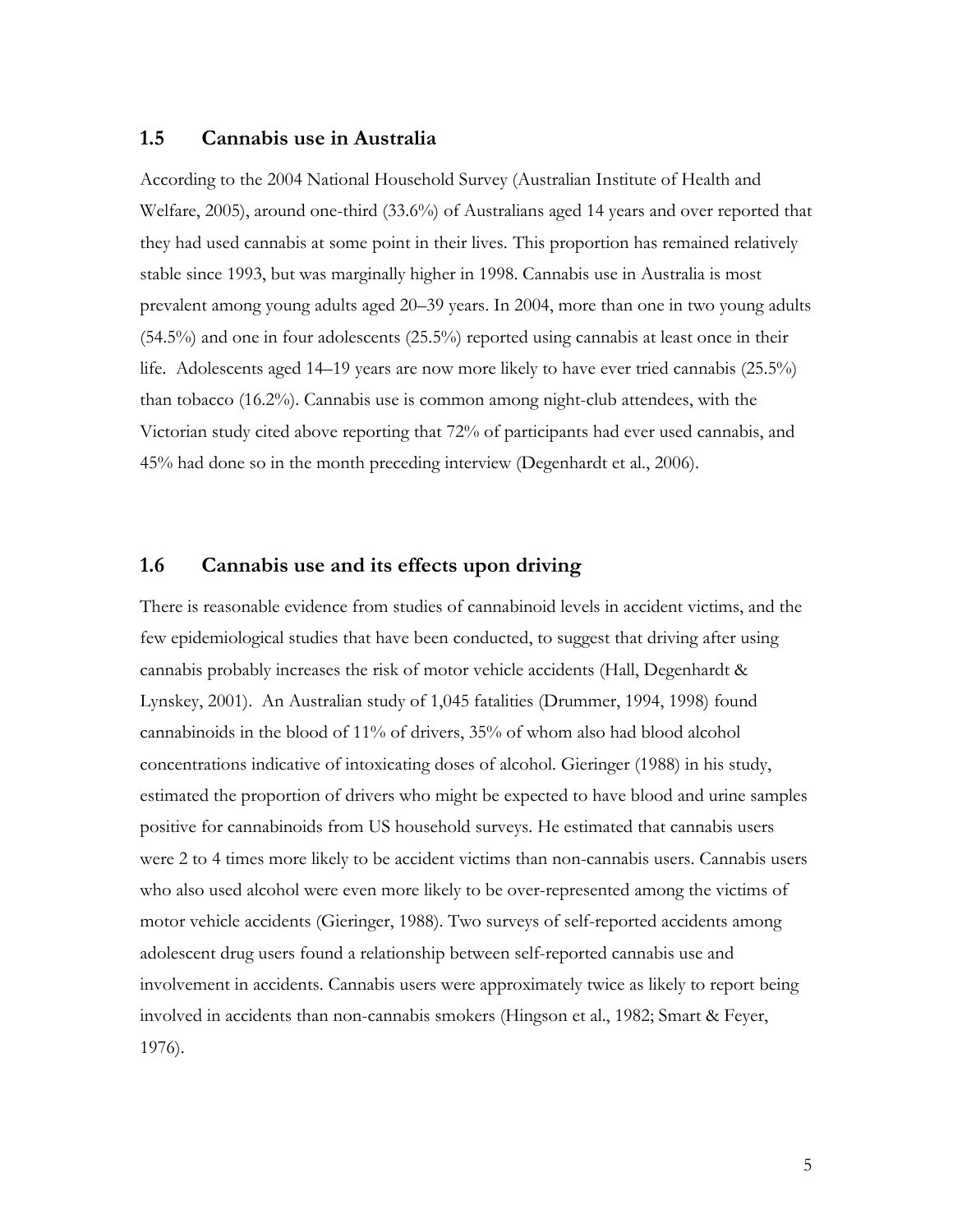## 1.5 Cannabis use in Australia

According to the 2004 National Household Survey (Australian Institute of Health and Welfare, 2005), around one-third (33.6%) of Australians aged 14 years and over reported that they had used cannabis at some point in their lives. This proportion has remained relatively stable since 1993, but was marginally higher in 1998. Cannabis use in Australia is most prevalent among young adults aged 20–39 years. In 2004, more than one in two young adults (54.5%) and one in four adolescents (25.5%) reported using cannabis at least once in their life. Adolescents aged 14–19 years are now more likely to have ever tried cannabis (25.5%) than tobacco (16.2%). Cannabis use is common among night-club attendees, with the Victorian study cited above reporting that 72% of participants had ever used cannabis, and 45% had done so in the month preceding interview (Degenhardt et al., 2006).

## 1.6 Cannabis use and its effects upon driving

There is reasonable evidence from studies of cannabinoid levels in accident victims, and the few epidemiological studies that have been conducted, to suggest that driving after using cannabis probably increases the risk of motor vehicle accidents (Hall, Degenhardt & Lynskey, 2001). An Australian study of 1,045 fatalities (Drummer, 1994, 1998) found cannabinoids in the blood of 11% of drivers, 35% of whom also had blood alcohol concentrations indicative of intoxicating doses of alcohol. Gieringer (1988) in his study, estimated the proportion of drivers who might be expected to have blood and urine samples positive for cannabinoids from US household surveys. He estimated that cannabis users were 2 to 4 times more likely to be accident victims than non-cannabis users. Cannabis users who also used alcohol were even more likely to be over-represented among the victims of motor vehicle accidents (Gieringer, 1988). Two surveys of self-reported accidents among adolescent drug users found a relationship between self-reported cannabis use and involvement in accidents. Cannabis users were approximately twice as likely to report being involved in accidents than non-cannabis smokers (Hingson et al., 1982; Smart & Feyer, 1976).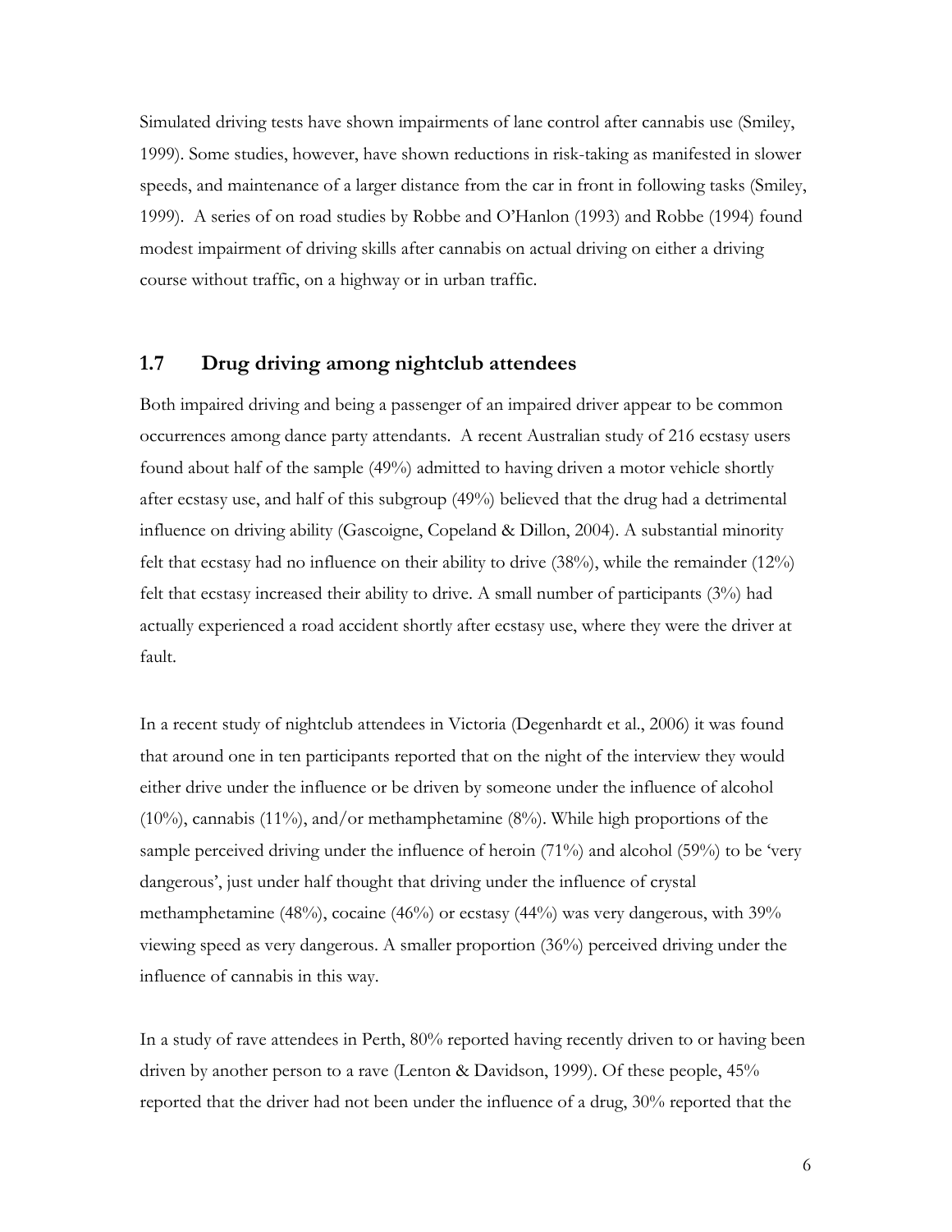Simulated driving tests have shown impairments of lane control after cannabis use (Smiley, 1999). Some studies, however, have shown reductions in risk-taking as manifested in slower speeds, and maintenance of a larger distance from the car in front in following tasks (Smiley, 1999). A series of on road studies by Robbe and O'Hanlon (1993) and Robbe (1994) found modest impairment of driving skills after cannabis on actual driving on either a driving course without traffic, on a highway or in urban traffic.

## 1.7 Drug driving among nightclub attendees

Both impaired driving and being a passenger of an impaired driver appear to be common occurrences among dance party attendants. A recent Australian study of 216 ecstasy users found about half of the sample (49%) admitted to having driven a motor vehicle shortly after ecstasy use, and half of this subgroup (49%) believed that the drug had a detrimental influence on driving ability (Gascoigne, Copeland & Dillon, 2004). A substantial minority felt that ecstasy had no influence on their ability to drive (38%), while the remainder (12%) felt that ecstasy increased their ability to drive. A small number of participants (3%) had actually experienced a road accident shortly after ecstasy use, where they were the driver at fault.

In a recent study of nightclub attendees in Victoria (Degenhardt et al., 2006) it was found that around one in ten participants reported that on the night of the interview they would either drive under the influence or be driven by someone under the influence of alcohol (10%), cannabis (11%), and/or methamphetamine (8%). While high proportions of the sample perceived driving under the influence of heroin (71%) and alcohol (59%) to be 'very dangerous', just under half thought that driving under the influence of crystal methamphetamine (48%), cocaine (46%) or ecstasy (44%) was very dangerous, with 39% viewing speed as very dangerous. A smaller proportion (36%) perceived driving under the influence of cannabis in this way.

In a study of rave attendees in Perth, 80% reported having recently driven to or having been driven by another person to a rave (Lenton & Davidson, 1999). Of these people, 45% reported that the driver had not been under the influence of a drug, 30% reported that the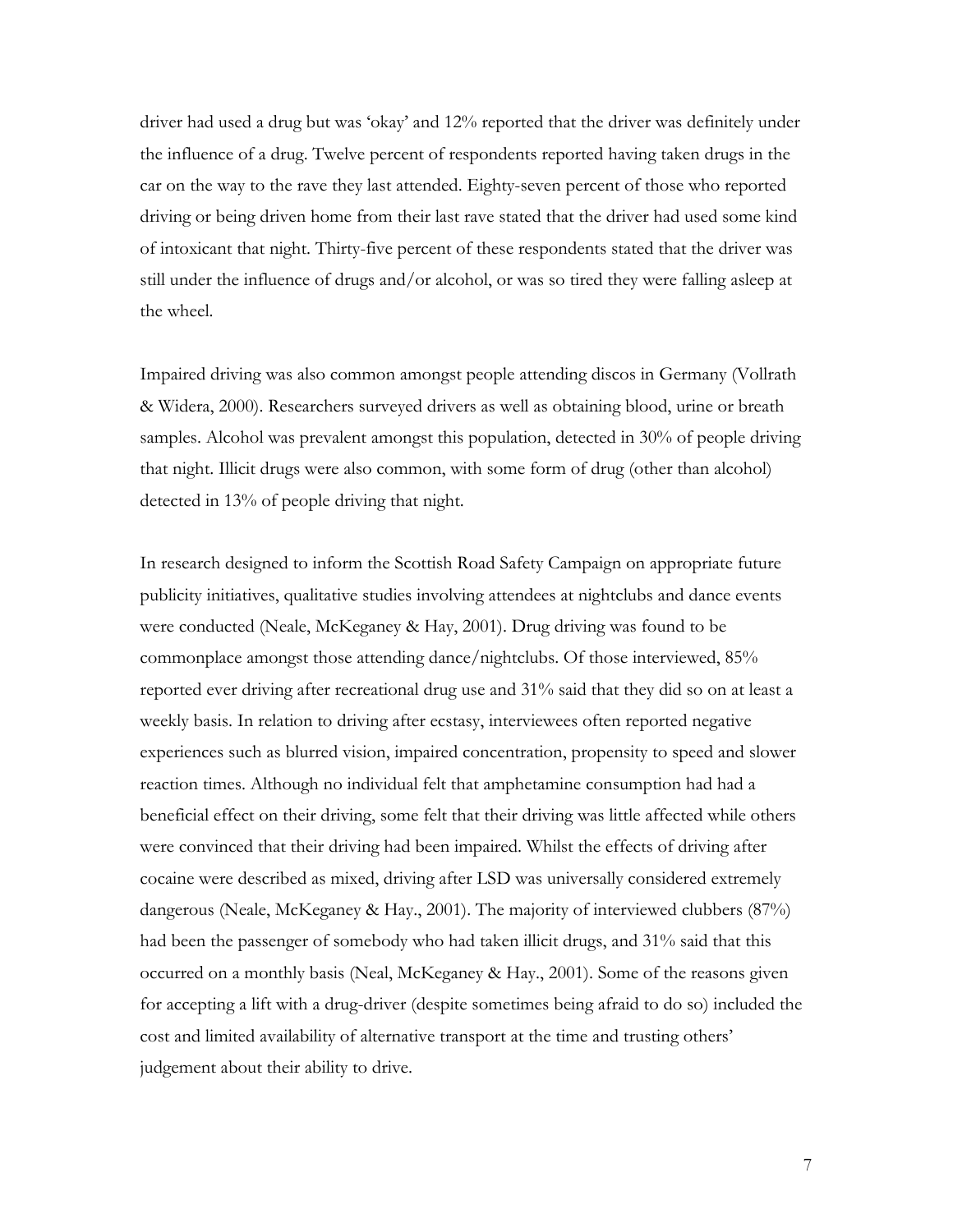driver had used a drug but was 'okay' and 12% reported that the driver was definitely under the influence of a drug. Twelve percent of respondents reported having taken drugs in the car on the way to the rave they last attended. Eighty-seven percent of those who reported driving or being driven home from their last rave stated that the driver had used some kind of intoxicant that night. Thirty-five percent of these respondents stated that the driver was still under the influence of drugs and/or alcohol, or was so tired they were falling asleep at the wheel.

Impaired driving was also common amongst people attending discos in Germany (Vollrath & Widera, 2000). Researchers surveyed drivers as well as obtaining blood, urine or breath samples. Alcohol was prevalent amongst this population, detected in 30% of people driving that night. Illicit drugs were also common, with some form of drug (other than alcohol) detected in 13% of people driving that night.

In research designed to inform the Scottish Road Safety Campaign on appropriate future publicity initiatives, qualitative studies involving attendees at nightclubs and dance events were conducted (Neale, McKeganey & Hay, 2001). Drug driving was found to be commonplace amongst those attending dance/nightclubs. Of those interviewed, 85% reported ever driving after recreational drug use and 31% said that they did so on at least a weekly basis. In relation to driving after ecstasy, interviewees often reported negative experiences such as blurred vision, impaired concentration, propensity to speed and slower reaction times. Although no individual felt that amphetamine consumption had had a beneficial effect on their driving, some felt that their driving was little affected while others were convinced that their driving had been impaired. Whilst the effects of driving after cocaine were described as mixed, driving after LSD was universally considered extremely dangerous (Neale, McKeganey & Hay., 2001). The majority of interviewed clubbers (87%) had been the passenger of somebody who had taken illicit drugs, and 31% said that this occurred on a monthly basis (Neal, McKeganey & Hay., 2001). Some of the reasons given for accepting a lift with a drug-driver (despite sometimes being afraid to do so) included the cost and limited availability of alternative transport at the time and trusting others' judgement about their ability to drive.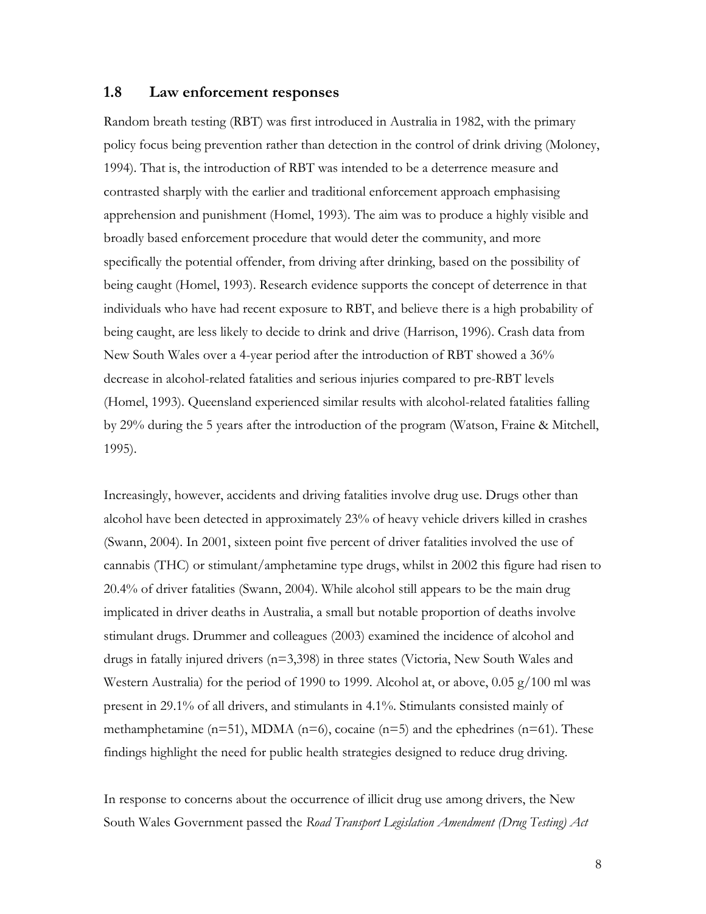## 1.8 Law enforcement responses

Random breath testing (RBT) was first introduced in Australia in 1982, with the primary policy focus being prevention rather than detection in the control of drink driving (Moloney, 1994). That is, the introduction of RBT was intended to be a deterrence measure and contrasted sharply with the earlier and traditional enforcement approach emphasising apprehension and punishment (Homel, 1993). The aim was to produce a highly visible and broadly based enforcement procedure that would deter the community, and more specifically the potential offender, from driving after drinking, based on the possibility of being caught (Homel, 1993). Research evidence supports the concept of deterrence in that individuals who have had recent exposure to RBT, and believe there is a high probability of being caught, are less likely to decide to drink and drive (Harrison, 1996). Crash data from New South Wales over a 4-year period after the introduction of RBT showed a 36% decrease in alcohol-related fatalities and serious injuries compared to pre-RBT levels (Homel, 1993). Queensland experienced similar results with alcohol-related fatalities falling by 29% during the 5 years after the introduction of the program (Watson, Fraine & Mitchell, 1995).

Increasingly, however, accidents and driving fatalities involve drug use. Drugs other than alcohol have been detected in approximately 23% of heavy vehicle drivers killed in crashes (Swann, 2004). In 2001, sixteen point five percent of driver fatalities involved the use of cannabis (THC) or stimulant/amphetamine type drugs, whilst in 2002 this figure had risen to 20.4% of driver fatalities (Swann, 2004). While alcohol still appears to be the main drug implicated in driver deaths in Australia, a small but notable proportion of deaths involve stimulant drugs. Drummer and colleagues (2003) examined the incidence of alcohol and drugs in fatally injured drivers (n=3,398) in three states (Victoria, New South Wales and Western Australia) for the period of 1990 to 1999. Alcohol at, or above, 0.05 g/100 ml was present in 29.1% of all drivers, and stimulants in 4.1%. Stimulants consisted mainly of methamphetamine (n=51), MDMA (n=6), cocaine (n=5) and the ephedrines (n=61). These findings highlight the need for public health strategies designed to reduce drug driving.

In response to concerns about the occurrence of illicit drug use among drivers, the New South Wales Government passed the *Road Transport Legislation Amendment (Drug Testing) Act*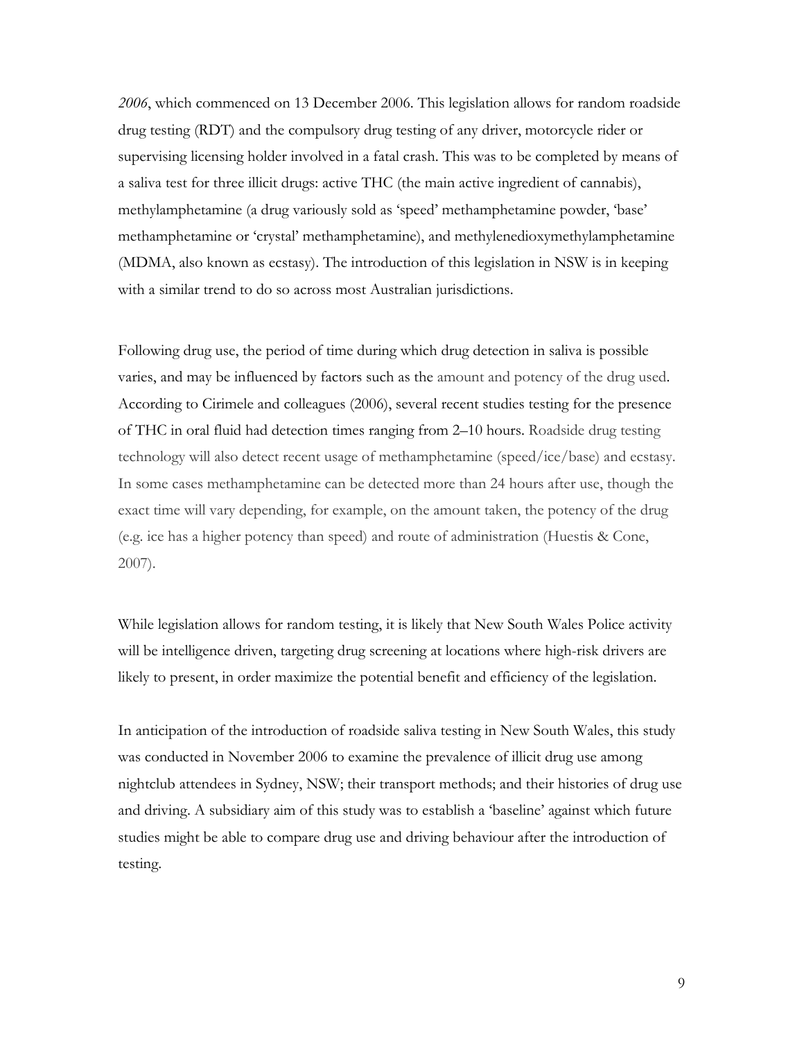*2006*, which commenced on 13 December 2006. This legislation allows for random roadside drug testing (RDT) and the compulsory drug testing of any driver, motorcycle rider or supervising licensing holder involved in a fatal crash. This was to be completed by means of a saliva test for three illicit drugs: active THC (the main active ingredient of cannabis), methylamphetamine (a drug variously sold as 'speed' methamphetamine powder, 'base' methamphetamine or 'crystal' methamphetamine), and methylenedioxymethylamphetamine (MDMA, also known as ecstasy). The introduction of this legislation in NSW is in keeping with a similar trend to do so across most Australian jurisdictions.

Following drug use, the period of time during which drug detection in saliva is possible varies, and may be influenced by factors such as the amount and potency of the drug used. According to Cirimele and colleagues (2006), several recent studies testing for the presence of THC in oral fluid had detection times ranging from 2–10 hours. Roadside drug testing technology will also detect recent usage of methamphetamine (speed/ice/base) and ecstasy. In some cases methamphetamine can be detected more than 24 hours after use, though the exact time will vary depending, for example, on the amount taken, the potency of the drug (e.g. ice has a higher potency than speed) and route of administration (Huestis & Cone, 2007).

While legislation allows for random testing, it is likely that New South Wales Police activity will be intelligence driven, targeting drug screening at locations where high-risk drivers are likely to present, in order maximize the potential benefit and efficiency of the legislation.

In anticipation of the introduction of roadside saliva testing in New South Wales, this study was conducted in November 2006 to examine the prevalence of illicit drug use among nightclub attendees in Sydney, NSW; their transport methods; and their histories of drug use and driving. A subsidiary aim of this study was to establish a 'baseline' against which future studies might be able to compare drug use and driving behaviour after the introduction of testing.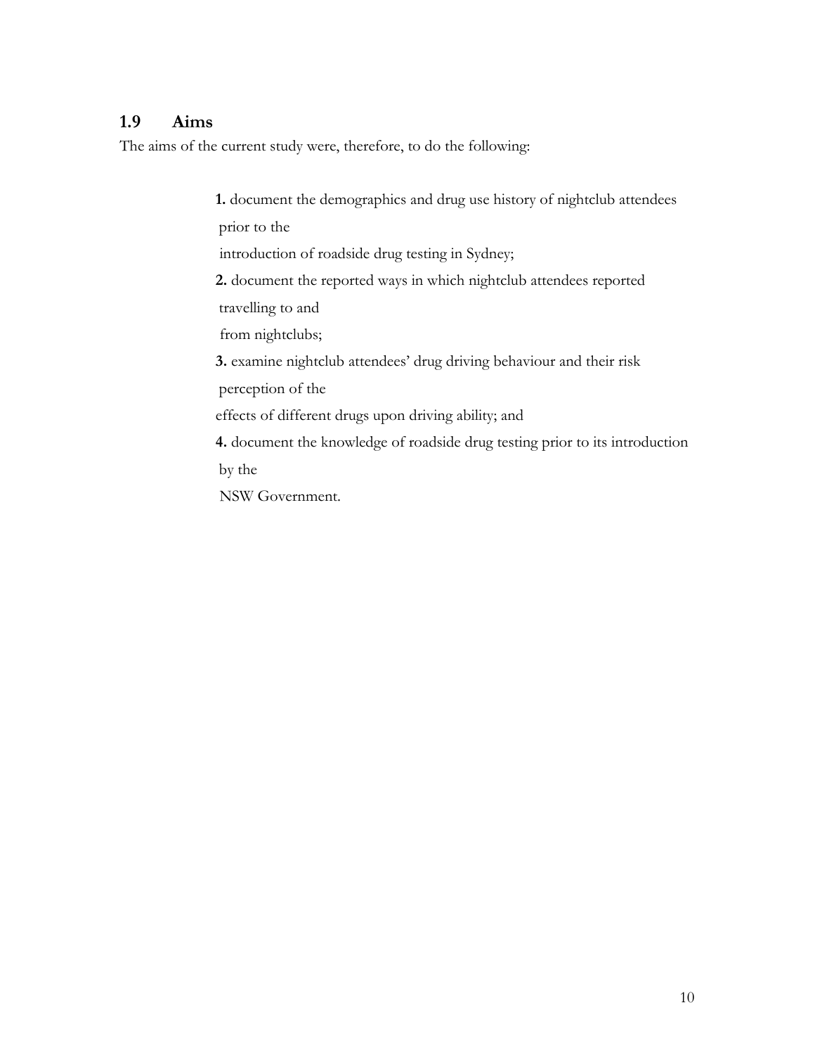## 1.9 Aims

The aims of the current study were, therefore, to do the following:

1. document the demographics and drug use history of nightclub attendees prior to the introduction of roadside drug testing in Sydney;
2. document the reported ways in which nightclub attendees reported travelling to and from nightclubs;
3. examine nightclub attendees' drug driving behaviour and their risk perception of the effects of different drugs upon driving ability; and
4. document the knowledge of roadside drug testing prior to its introduction by the NSW Government.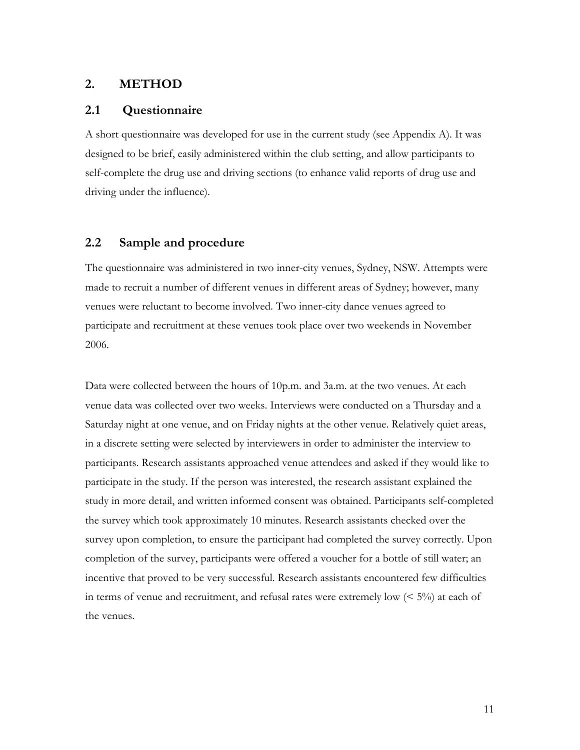## 2. METHOD

### 2.1 Questionnaire

A short questionnaire was developed for use in the current study (see Appendix A). It was designed to be brief, easily administered within the club setting, and allow participants to self-complete the drug use and driving sections (to enhance valid reports of drug use and driving under the influence).

### 2.2 Sample and procedure

The questionnaire was administered in two inner-city venues, Sydney, NSW. Attempts were made to recruit a number of different venues in different areas of Sydney; however, many venues were reluctant to become involved. Two inner-city dance venues agreed to participate and recruitment at these venues took place over two weekends in November 2006.

Data were collected between the hours of 10p.m. and 3a.m. at the two venues. At each venue data was collected over two weeks. Interviews were conducted on a Thursday and a Saturday night at one venue, and on Friday nights at the other venue. Relatively quiet areas, in a discrete setting were selected by interviewers in order to administer the interview to participants. Research assistants approached venue attendees and asked if they would like to participate in the study. If the person was interested, the research assistant explained the study in more detail, and written informed consent was obtained. Participants self-completed the survey which took approximately 10 minutes. Research assistants checked over the survey upon completion, to ensure the participant had completed the survey correctly. Upon completion of the survey, participants were offered a voucher for a bottle of still water; an incentive that proved to be very successful. Research assistants encountered few difficulties in terms of venue and recruitment, and refusal rates were extremely low (< 5%) at each of the venues.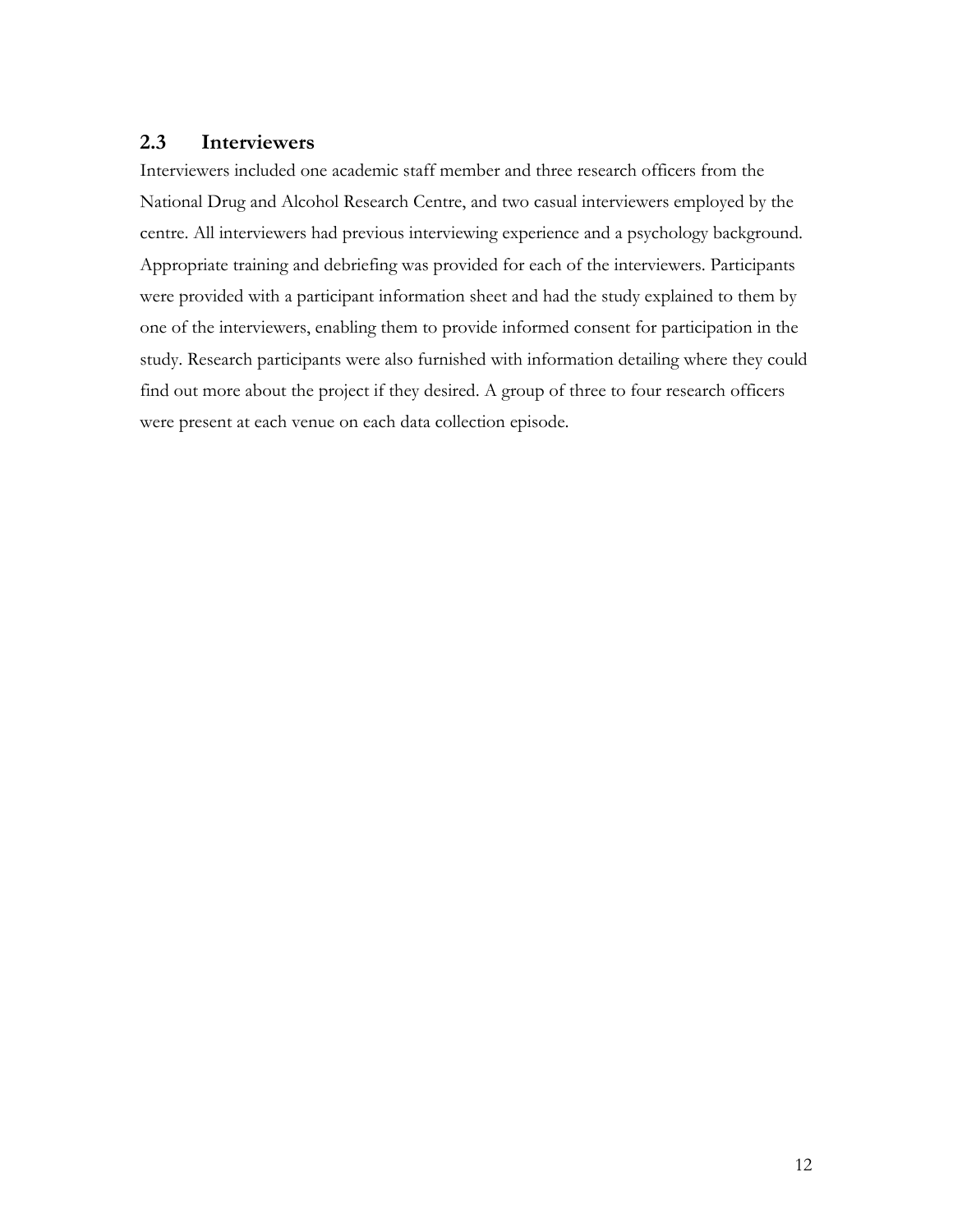## 2.3 Interviewers

Interviewers included one academic staff member and three research officers from the National Drug and Alcohol Research Centre, and two casual interviewers employed by the centre. All interviewers had previous interviewing experience and a psychology background. Appropriate training and debriefing was provided for each of the interviewers. Participants were provided with a participant information sheet and had the study explained to them by one of the interviewers, enabling them to provide informed consent for participation in the study. Research participants were also furnished with information detailing where they could find out more about the project if they desired. A group of three to four research officers were present at each venue on each data collection episode.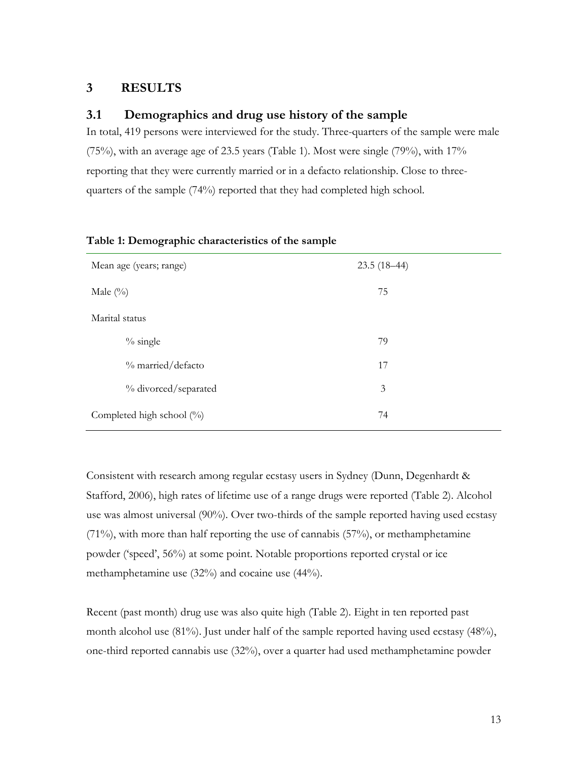# 3 RESULTS

## 3.1 Demographics and drug use history of the sample

In total, 419 persons were interviewed for the study. Three-quarters of the sample were male (75%), with an average age of 23.5 years (Table 1). Most were single (79%), with 17% reporting that they were currently married or in a defacto relationship. Close to three-quarters of the sample (74%) reported that they had completed high school.

**Table 1: Demographic characteristics of the sample**

| | |
|---|---|
| Mean age (years; range) | 23.5 (18–44) |
| Male (%) | 75 |
| Marital status | |
| % single | 79 |
| % married/defacto | 17 |
| % divorced/separated | 3 |
| Completed high school (%) | 74 |

Consistent with research among regular ecstasy users in Sydney (Dunn, Degenhardt & Stafford, 2006), high rates of lifetime use of a range drugs were reported (Table 2). Alcohol use was almost universal (90%). Over two-thirds of the sample reported having used ecstasy (71%), with more than half reporting the use of cannabis (57%), or methamphetamine powder ('speed', 56%) at some point. Notable proportions reported crystal or ice methamphetamine use (32%) and cocaine use (44%).

Recent (past month) drug use was also quite high (Table 2). Eight in ten reported past month alcohol use (81%). Just under half of the sample reported having used ecstasy (48%), one-third reported cannabis use (32%), over a quarter had used methamphetamine powder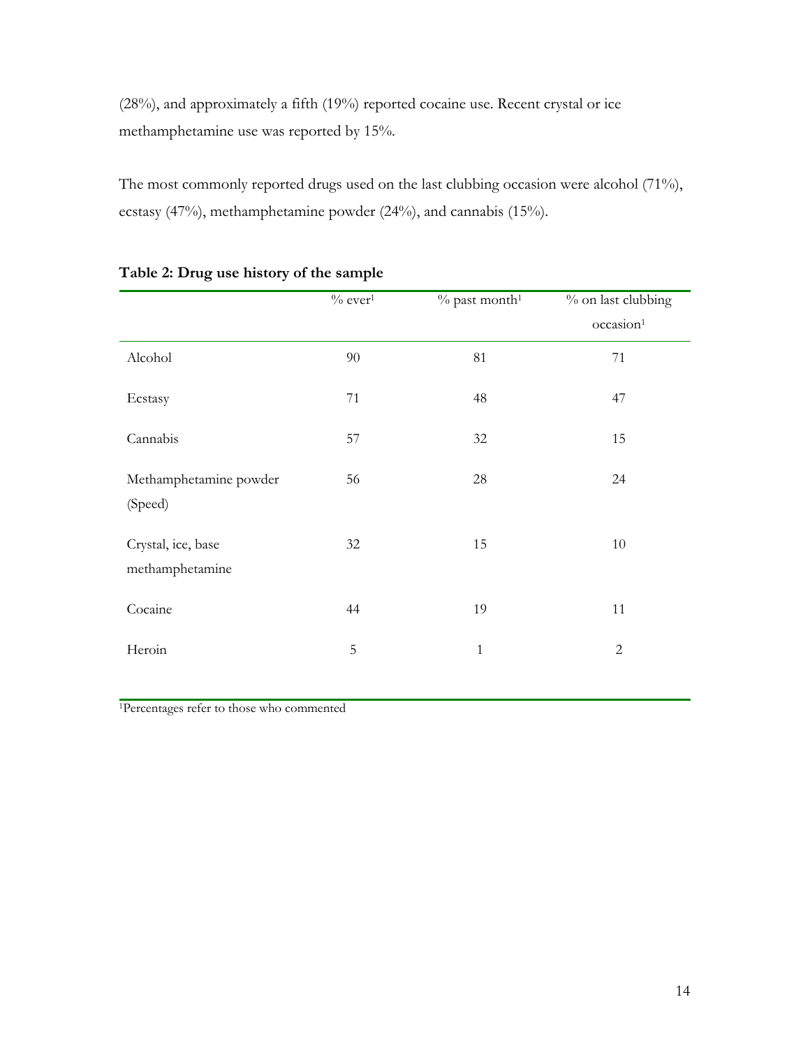(28%), and approximately a fifth (19%) reported cocaine use. Recent crystal or ice methamphetamine use was reported by 15%.

The most commonly reported drugs used on the last clubbing occasion were alcohol (71%), ecstasy (47%), methamphetamine powder (24%), and cannabis (15%).

**Table 2: Drug use history of the sample**

| | % ever[1] | % past month[1] | % on last clubbing occasion[1] |
|---|---|---|---|
| Alcohol | 90 | 81 | 71 |
| Ecstasy | 71 | 48 | 47 |
| Cannabis | 57 | 32 | 15 |
| Methamphetamine powder (Speed) | 56 | 28 | 24 |
| Crystal, ice, base methamphetamine | 32 | 15 | 10 |
| Cocaine | 44 | 19 | 11 |
| Heroin | 5 | 1 | 2 |

[1]Percentages refer to those who commented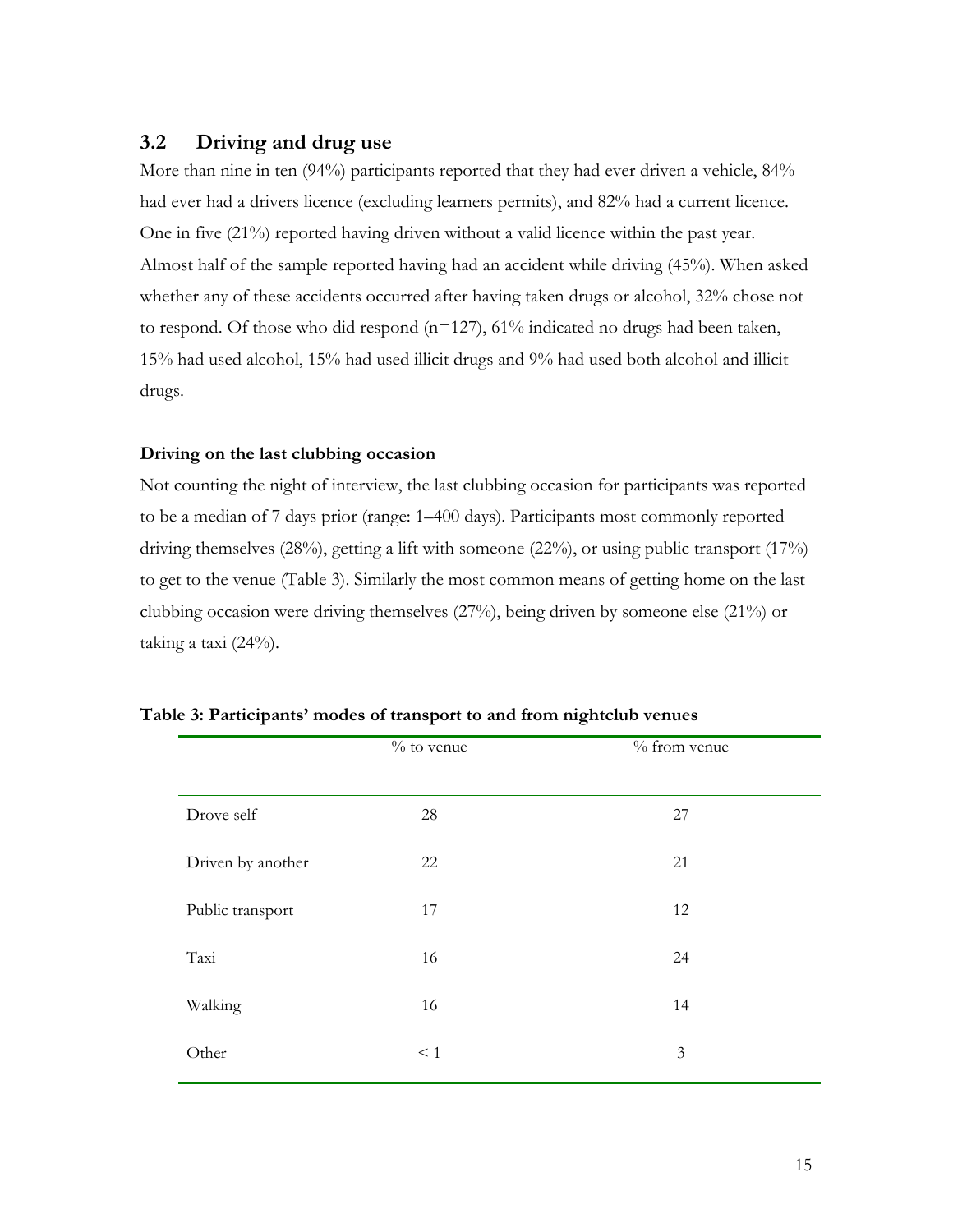## 3.2 Driving and drug use

More than nine in ten (94%) participants reported that they had ever driven a vehicle, 84% had ever had a drivers licence (excluding learners permits), and 82% had a current licence. One in five (21%) reported having driven without a valid licence within the past year. Almost half of the sample reported having had an accident while driving (45%). When asked whether any of these accidents occurred after having taken drugs or alcohol, 32% chose not to respond. Of those who did respond (n=127), 61% indicated no drugs had been taken, 15% had used alcohol, 15% had used illicit drugs and 9% had used both alcohol and illicit drugs.

**Driving on the last clubbing occasion**

Not counting the night of interview, the last clubbing occasion for participants was reported to be a median of 7 days prior (range: 1–400 days). Participants most commonly reported driving themselves (28%), getting a lift with someone (22%), or using public transport (17%) to get to the venue (Table 3). Similarly the most common means of getting home on the last clubbing occasion were driving themselves (27%), being driven by someone else (21%) or taking a taxi (24%).

**Table 3: Participants' modes of transport to and from nightclub venues**

| | % to venue | % from venue |
|---|---|---|
| Drove self | 28 | 27 |
| Driven by another | 22 | 21 |
| Public transport | 17 | 12 |
| Taxi | 16 | 24 |
| Walking | 16 | 14 |
| Other | < 1 | 3 |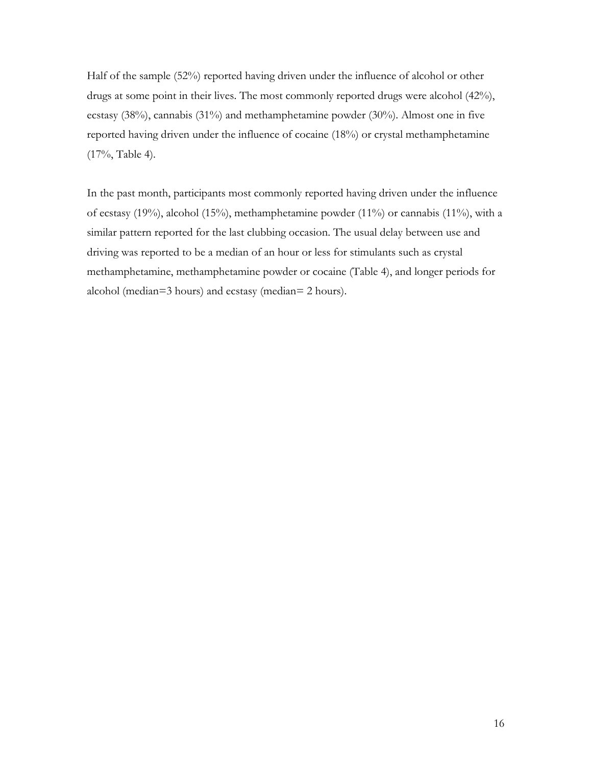Half of the sample (52%) reported having driven under the influence of alcohol or other drugs at some point in their lives. The most commonly reported drugs were alcohol (42%), ecstasy (38%), cannabis (31%) and methamphetamine powder (30%). Almost one in five reported having driven under the influence of cocaine (18%) or crystal methamphetamine (17%, Table 4).

In the past month, participants most commonly reported having driven under the influence of ecstasy (19%), alcohol (15%), methamphetamine powder (11%) or cannabis (11%), with a similar pattern reported for the last clubbing occasion. The usual delay between use and driving was reported to be a median of an hour or less for stimulants such as crystal methamphetamine, methamphetamine powder or cocaine (Table 4), and longer periods for alcohol (median=3 hours) and ecstasy (median= 2 hours).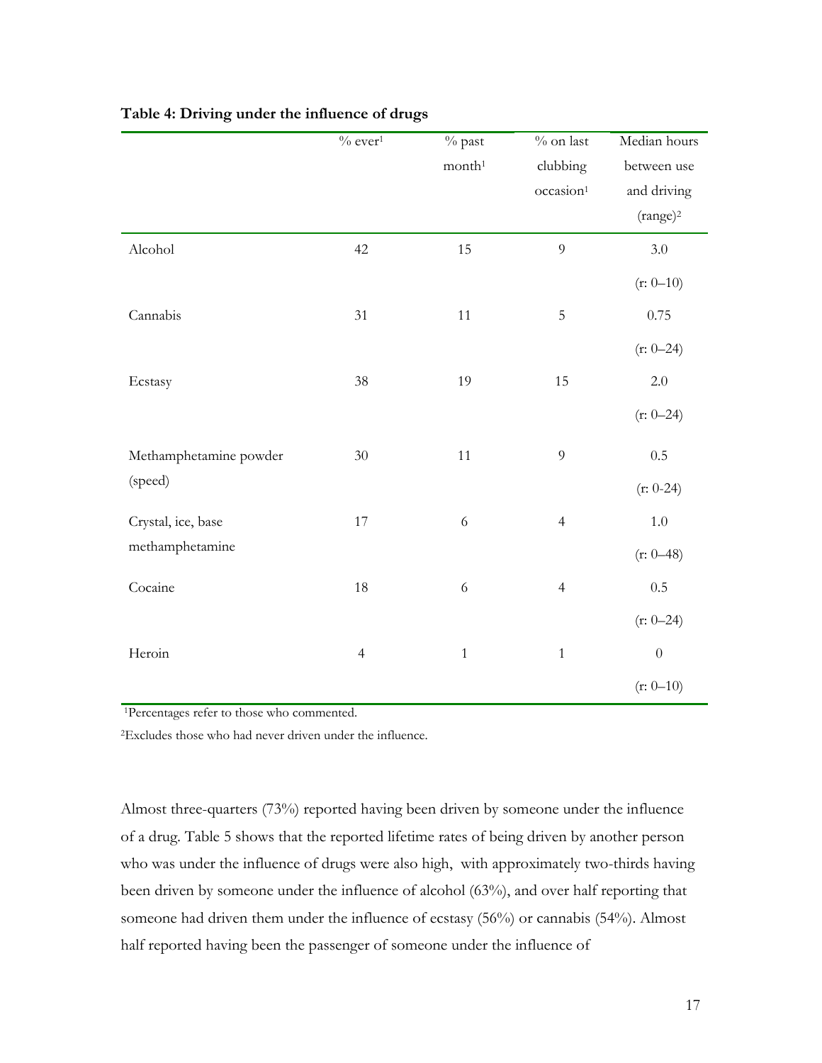**Table 4: Driving under the influence of drugs**

| | % ever[1] | % past month[1] | % on last clubbing occasion[1] | Median hours between use and driving (range)[2] |
|---|---|---|---|---|
| Alcohol | 42 | 15 | 9 | 3.0 (r: 0–10) |
| Cannabis | 31 | 11 | 5 | 0.75 (r: 0–24) |
| Ecstasy | 38 | 19 | 15 | 2.0 (r: 0–24) |
| Methamphetamine powder (speed) | 30 | 11 | 9 | 0.5 (r: 0-24) |
| Crystal, ice, base methamphetamine | 17 | 6 | 4 | 1.0 (r: 0–48) |
| Cocaine | 18 | 6 | 4 | 0.5 (r: 0–24) |
| Heroin | 4 | 1 | 1 | 0 (r: 0–10) |

[1]Percentages refer to those who commented.

[2]Excludes those who had never driven under the influence.

Almost three-quarters (73%) reported having been driven by someone under the influence of a drug. Table 5 shows that the reported lifetime rates of being driven by another person who was under the influence of drugs were also high, with approximately two-thirds having been driven by someone under the influence of alcohol (63%), and over half reporting that someone had driven them under the influence of ecstasy (56%) or cannabis (54%). Almost half reported having been the passenger of someone under the influence of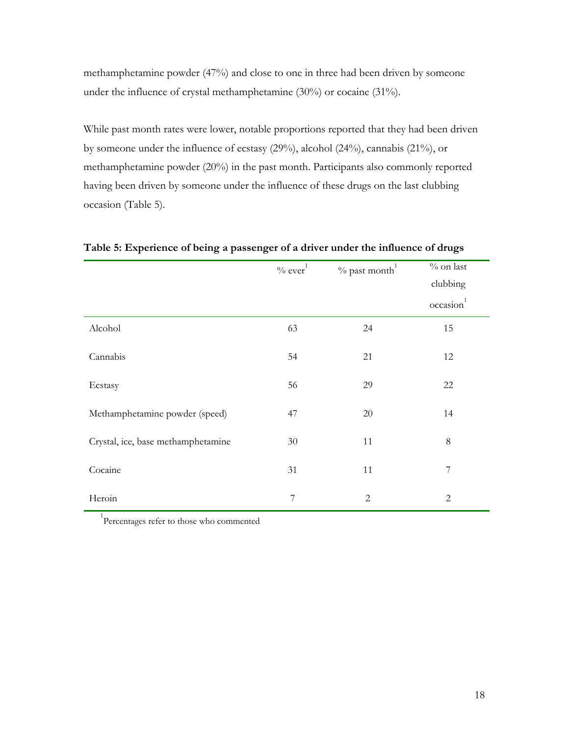methamphetamine powder (47%) and close to one in three had been driven by someone under the influence of crystal methamphetamine (30%) or cocaine (31%).

While past month rates were lower, notable proportions reported that they had been driven by someone under the influence of ecstasy (29%), alcohol (24%), cannabis (21%), or methamphetamine powder (20%) in the past month. Participants also commonly reported having been driven by someone under the influence of these drugs on the last clubbing occasion (Table 5).

**Table 5: Experience of being a passenger of a driver under the influence of drugs**

| | % ever[1] | % past month[1] | % on last clubbing occasion[1] |
|---|---|---|---|
| Alcohol | 63 | 24 | 15 |
| Cannabis | 54 | 21 | 12 |
| Ecstasy | 56 | 29 | 22 |
| Methamphetamine powder (speed) | 47 | 20 | 14 |
| Crystal, ice, base methamphetamine | 30 | 11 | 8 |
| Cocaine | 31 | 11 | 7 |
| Heroin | 7 | 2 | 2 |

[1] Percentages refer to those who commented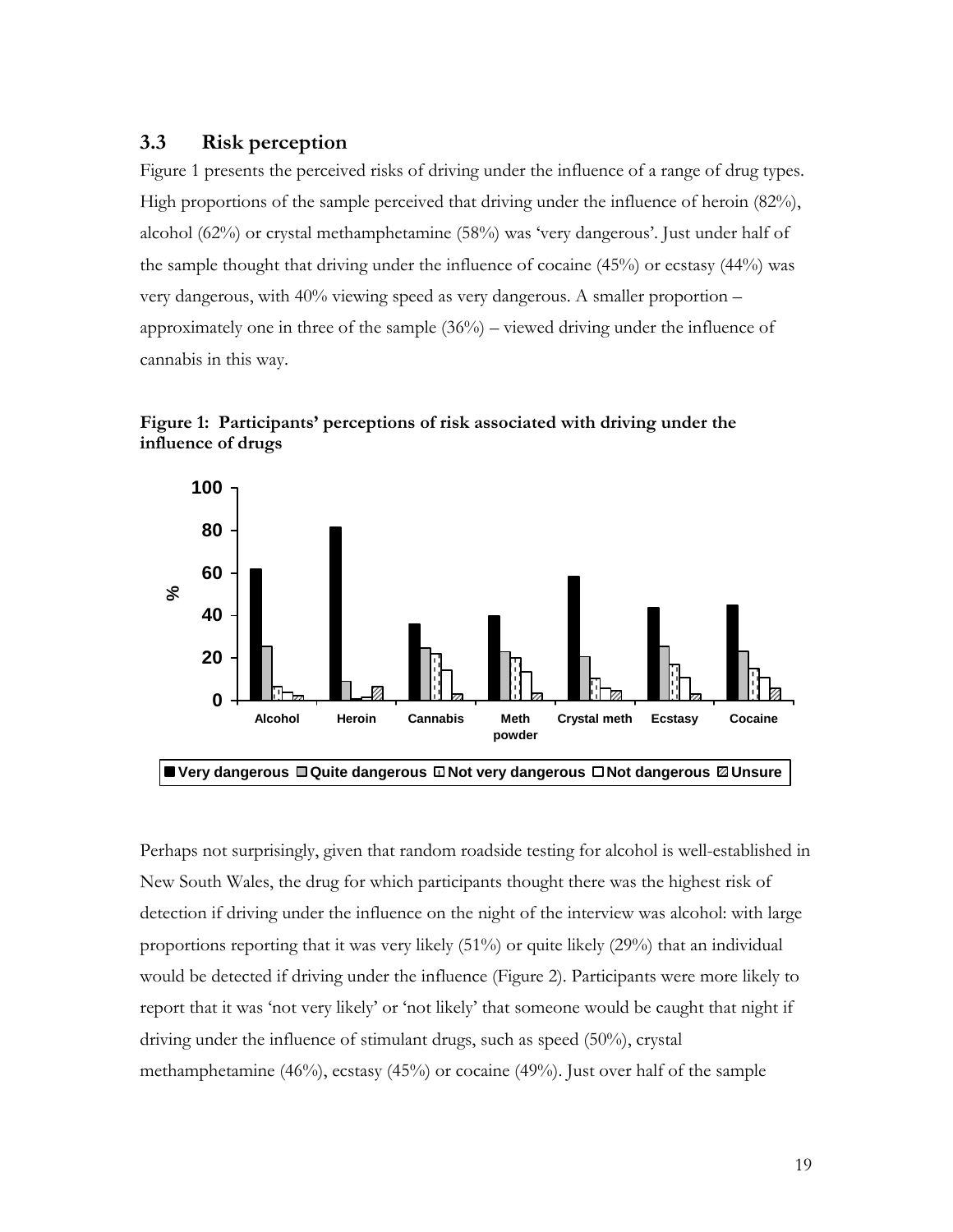## 3.3 Risk perception

Figure 1 presents the perceived risks of driving under the influence of a range of drug types. High proportions of the sample perceived that driving under the influence of heroin (82%), alcohol (62%) or crystal methamphetamine (58%) was 'very dangerous'. Just under half of the sample thought that driving under the influence of cocaine (45%) or ecstasy (44%) was very dangerous, with 40% viewing speed as very dangerous. A smaller proportion – approximately one in three of the sample (36%) – viewed driving under the influence of cannabis in this way.

**Figure 1: Participants' perceptions of risk associated with driving under the influence of drugs**

Perhaps not surprisingly, given that random roadside testing for alcohol is well-established in New South Wales, the drug for which participants thought there was the highest risk of detection if driving under the influence on the night of the interview was alcohol: with large proportions reporting that it was very likely (51%) or quite likely (29%) that an individual would be detected if driving under the influence (Figure 2). Participants were more likely to report that it was 'not very likely' or 'not likely' that someone would be caught that night if driving under the influence of stimulant drugs, such as speed (50%), crystal methamphetamine (46%), ecstasy (45%) or cocaine (49%). Just over half of the sample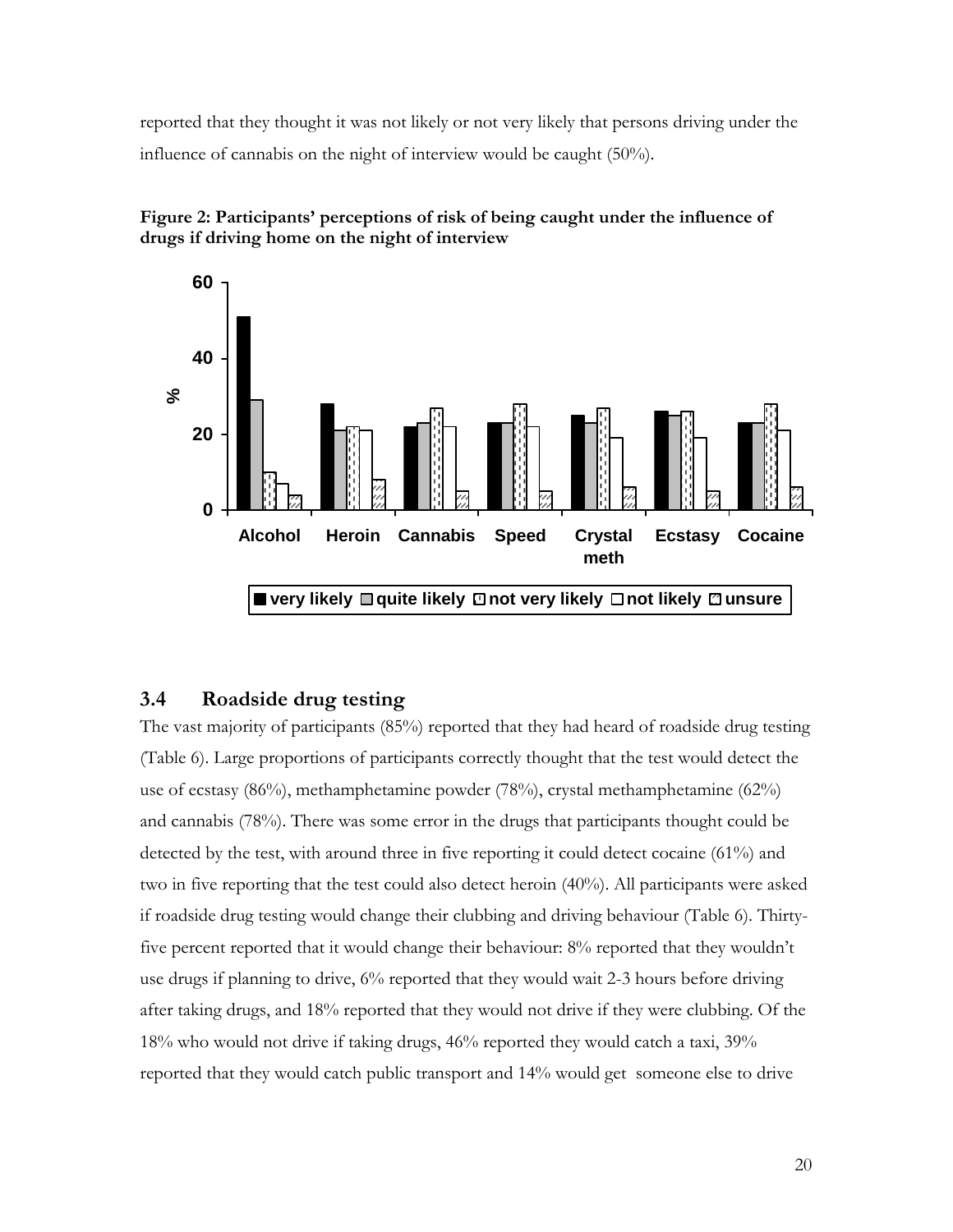reported that they thought it was not likely or not very likely that persons driving under the influence of cannabis on the night of interview would be caught (50%).

**Figure 2: Participants' perceptions of risk of being caught under the influence of drugs if driving home on the night of interview**

## 3.4 Roadside drug testing

The vast majority of participants (85%) reported that they had heard of roadside drug testing (Table 6). Large proportions of participants correctly thought that the test would detect the use of ecstasy (86%), methamphetamine powder (78%), crystal methamphetamine (62%) and cannabis (78%). There was some error in the drugs that participants thought could be detected by the test, with around three in five reporting it could detect cocaine (61%) and two in five reporting that the test could also detect heroin (40%). All participants were asked if roadside drug testing would change their clubbing and driving behaviour (Table 6). Thirty-five percent reported that it would change their behaviour: 8% reported that they wouldn't use drugs if planning to drive, 6% reported that they would wait 2-3 hours before driving after taking drugs, and 18% reported that they would not drive if they were clubbing. Of the 18% who would not drive if taking drugs, 46% reported they would catch a taxi, 39% reported that they would catch public transport and 14% would get someone else to drive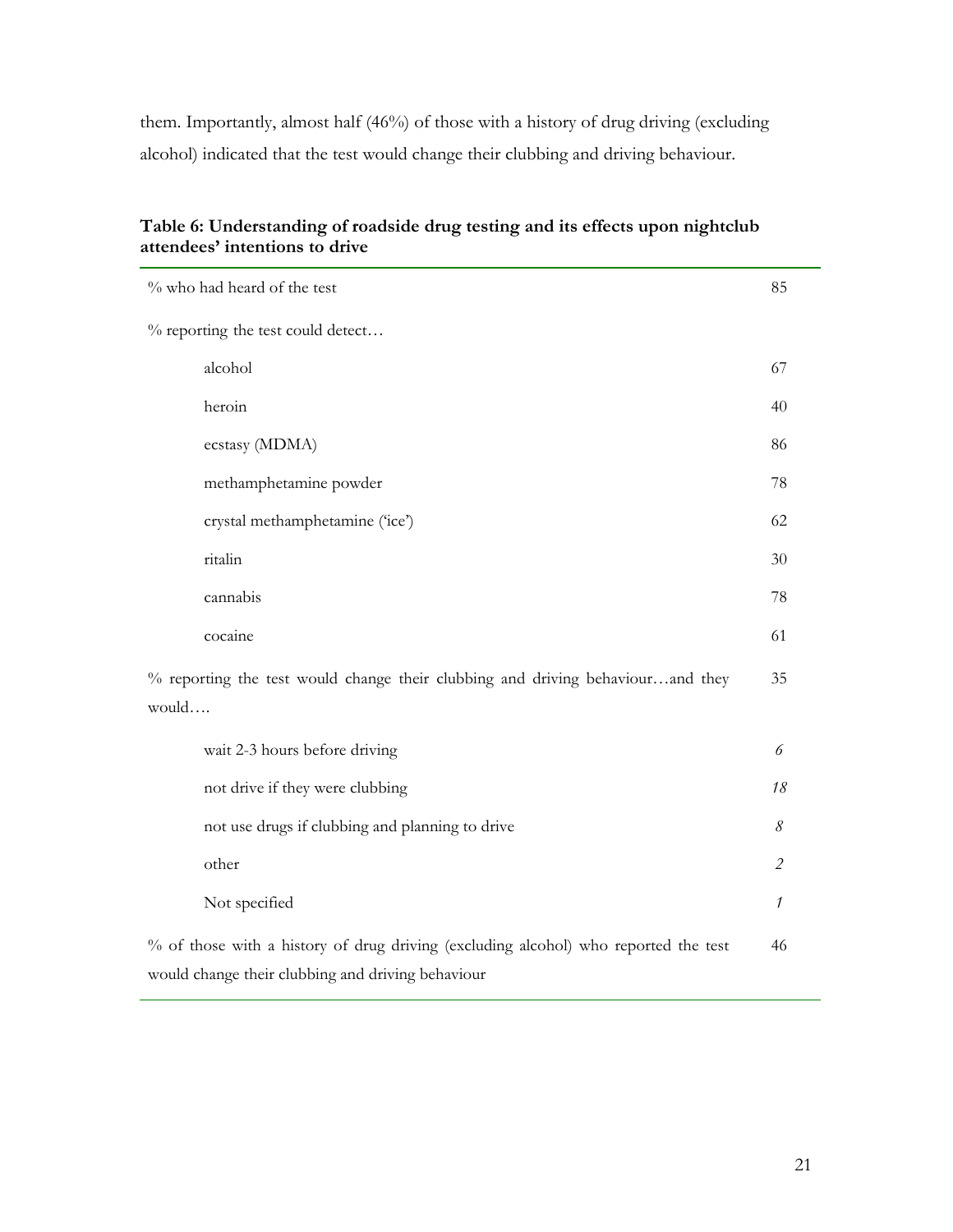them. Importantly, almost half (46%) of those with a history of drug driving (excluding alcohol) indicated that the test would change their clubbing and driving behaviour.

**Table 6: Understanding of roadside drug testing and its effects upon nightclub attendees' intentions to drive**

| | |
|---|---|
| % who had heard of the test | 85 |
| % reporting the test could detect… | |
| alcohol | 67 |
| heroin | 40 |
| ecstasy (MDMA) | 86 |
| methamphetamine powder | 78 |
| crystal methamphetamine ('ice') | 62 |
| ritalin | 30 |
| cannabis | 78 |
| cocaine | 61 |
| % reporting the test would change their clubbing and driving behaviour…and they would…. | 35 |
| wait 2-3 hours before driving | *6* |
| not drive if they were clubbing | *18* |
| not use drugs if clubbing and planning to drive | *8* |
| other | *2* |
| Not specified | *1* |
| % of those with a history of drug driving (excluding alcohol) who reported the test would change their clubbing and driving behaviour | 46 |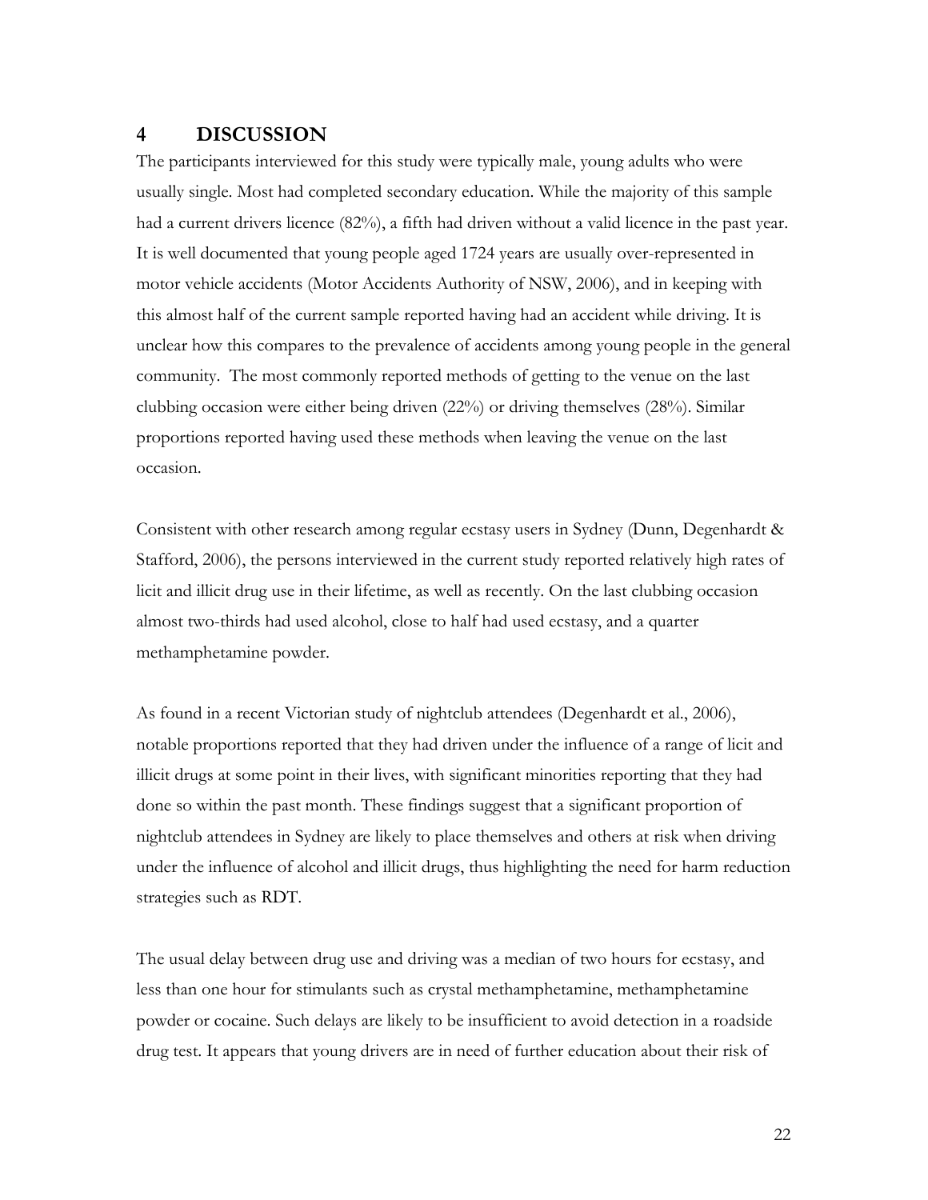# 4 DISCUSSION

The participants interviewed for this study were typically male, young adults who were usually single. Most had completed secondary education. While the majority of this sample had a current drivers licence (82%), a fifth had driven without a valid licence in the past year. It is well documented that young people aged 1724 years are usually over-represented in motor vehicle accidents (Motor Accidents Authority of NSW, 2006), and in keeping with this almost half of the current sample reported having had an accident while driving. It is unclear how this compares to the prevalence of accidents among young people in the general community. The most commonly reported methods of getting to the venue on the last clubbing occasion were either being driven (22%) or driving themselves (28%). Similar proportions reported having used these methods when leaving the venue on the last occasion.

Consistent with other research among regular ecstasy users in Sydney (Dunn, Degenhardt & Stafford, 2006), the persons interviewed in the current study reported relatively high rates of licit and illicit drug use in their lifetime, as well as recently. On the last clubbing occasion almost two-thirds had used alcohol, close to half had used ecstasy, and a quarter methamphetamine powder.

As found in a recent Victorian study of nightclub attendees (Degenhardt et al., 2006), notable proportions reported that they had driven under the influence of a range of licit and illicit drugs at some point in their lives, with significant minorities reporting that they had done so within the past month. These findings suggest that a significant proportion of nightclub attendees in Sydney are likely to place themselves and others at risk when driving under the influence of alcohol and illicit drugs, thus highlighting the need for harm reduction strategies such as RDT.

The usual delay between drug use and driving was a median of two hours for ecstasy, and less than one hour for stimulants such as crystal methamphetamine, methamphetamine powder or cocaine. Such delays are likely to be insufficient to avoid detection in a roadside drug test. It appears that young drivers are in need of further education about their risk of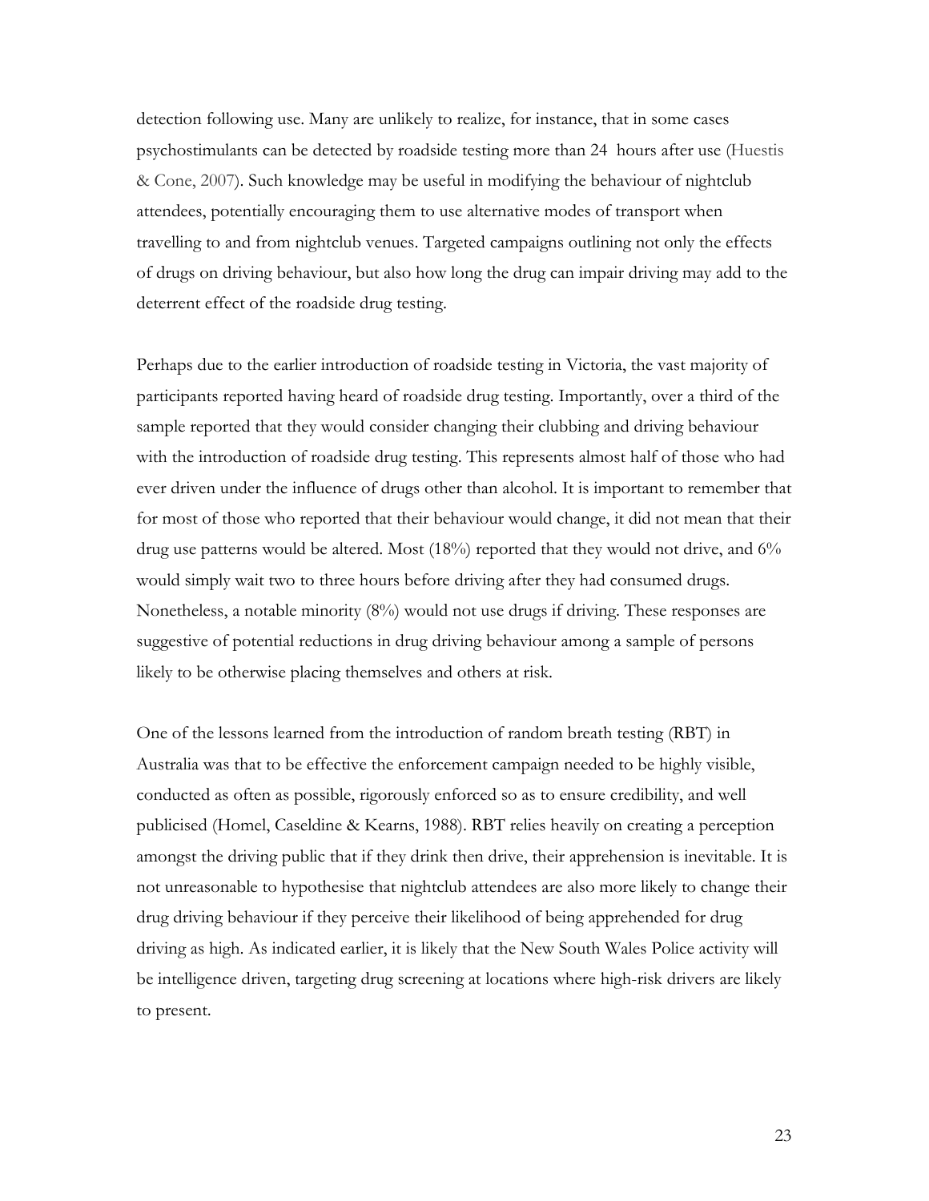detection following use. Many are unlikely to realize, for instance, that in some cases psychostimulants can be detected by roadside testing more than 24 hours after use (Huestis & Cone, 2007). Such knowledge may be useful in modifying the behaviour of nightclub attendees, potentially encouraging them to use alternative modes of transport when travelling to and from nightclub venues. Targeted campaigns outlining not only the effects of drugs on driving behaviour, but also how long the drug can impair driving may add to the deterrent effect of the roadside drug testing.

Perhaps due to the earlier introduction of roadside testing in Victoria, the vast majority of participants reported having heard of roadside drug testing. Importantly, over a third of the sample reported that they would consider changing their clubbing and driving behaviour with the introduction of roadside drug testing. This represents almost half of those who had ever driven under the influence of drugs other than alcohol. It is important to remember that for most of those who reported that their behaviour would change, it did not mean that their drug use patterns would be altered. Most (18%) reported that they would not drive, and 6% would simply wait two to three hours before driving after they had consumed drugs. Nonetheless, a notable minority (8%) would not use drugs if driving. These responses are suggestive of potential reductions in drug driving behaviour among a sample of persons likely to be otherwise placing themselves and others at risk.

One of the lessons learned from the introduction of random breath testing (RBT) in Australia was that to be effective the enforcement campaign needed to be highly visible, conducted as often as possible, rigorously enforced so as to ensure credibility, and well publicised (Homel, Caseldine & Kearns, 1988). RBT relies heavily on creating a perception amongst the driving public that if they drink then drive, their apprehension is inevitable. It is not unreasonable to hypothesise that nightclub attendees are also more likely to change their drug driving behaviour if they perceive their likelihood of being apprehended for drug driving as high. As indicated earlier, it is likely that the New South Wales Police activity will be intelligence driven, targeting drug screening at locations where high-risk drivers are likely to present.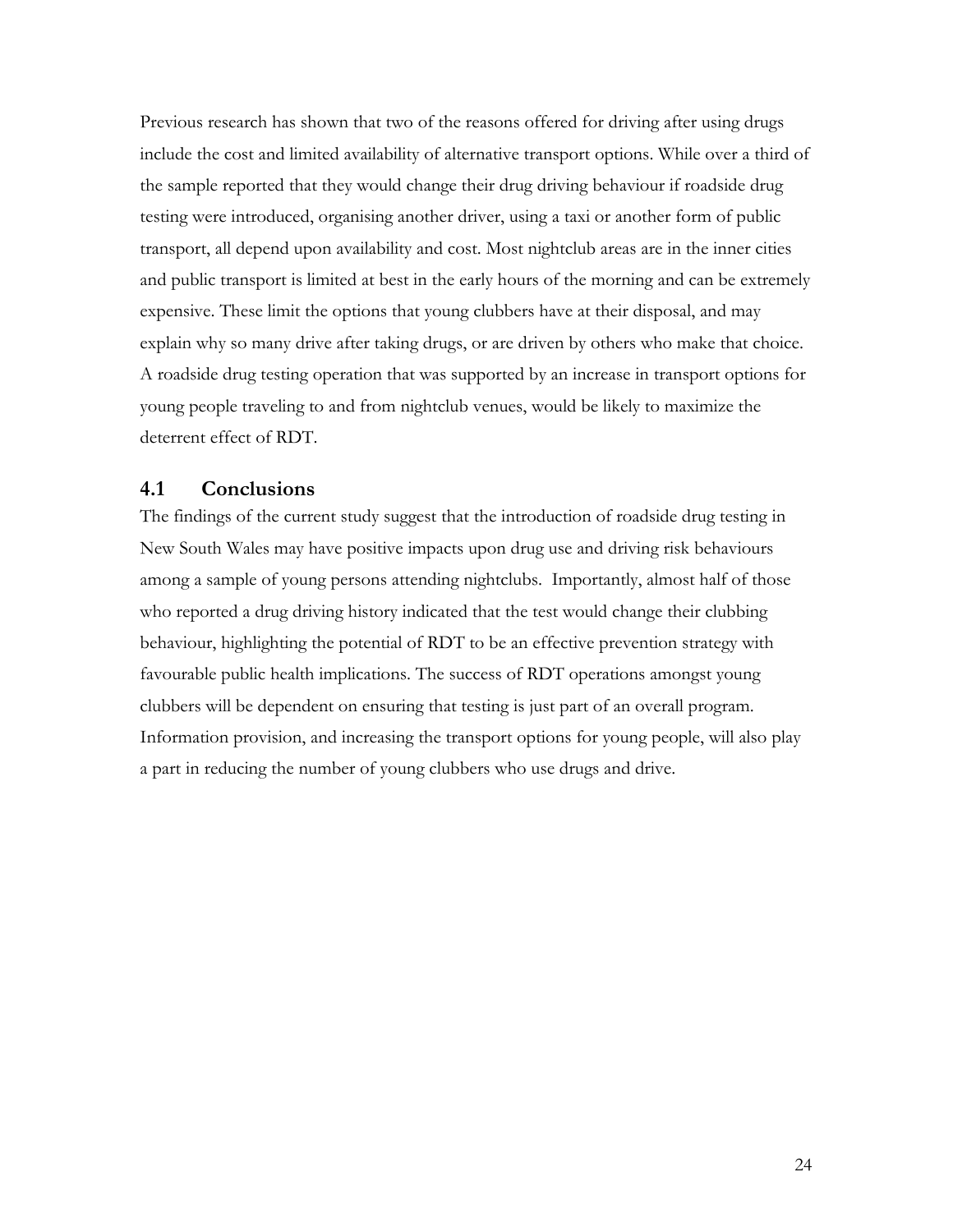Previous research has shown that two of the reasons offered for driving after using drugs include the cost and limited availability of alternative transport options. While over a third of the sample reported that they would change their drug driving behaviour if roadside drug testing were introduced, organising another driver, using a taxi or another form of public transport, all depend upon availability and cost. Most nightclub areas are in the inner cities and public transport is limited at best in the early hours of the morning and can be extremely expensive. These limit the options that young clubbers have at their disposal, and may explain why so many drive after taking drugs, or are driven by others who make that choice. A roadside drug testing operation that was supported by an increase in transport options for young people traveling to and from nightclub venues, would be likely to maximize the deterrent effect of RDT.

## 4.1 Conclusions

The findings of the current study suggest that the introduction of roadside drug testing in New South Wales may have positive impacts upon drug use and driving risk behaviours among a sample of young persons attending nightclubs. Importantly, almost half of those who reported a drug driving history indicated that the test would change their clubbing behaviour, highlighting the potential of RDT to be an effective prevention strategy with favourable public health implications. The success of RDT operations amongst young clubbers will be dependent on ensuring that testing is just part of an overall program. Information provision, and increasing the transport options for young people, will also play a part in reducing the number of young clubbers who use drugs and drive.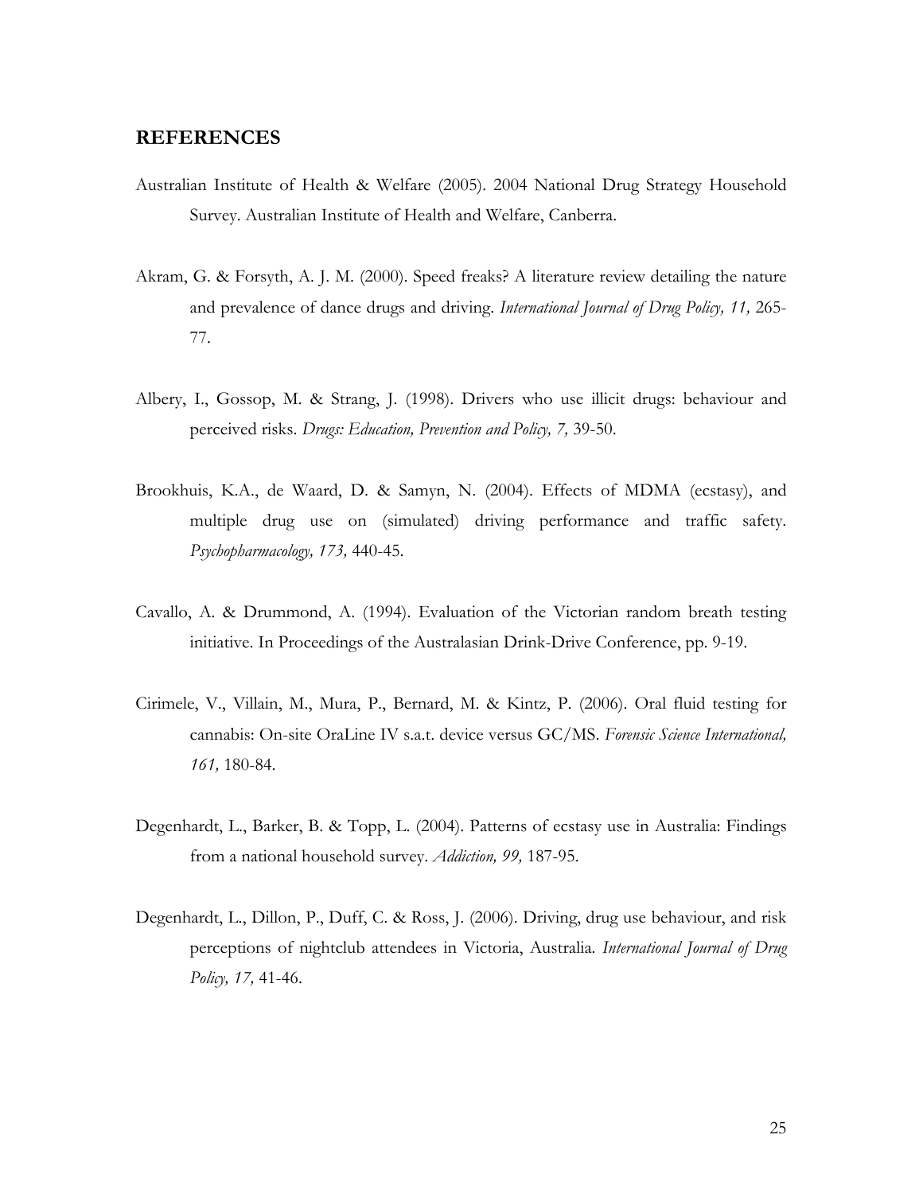## REFERENCES

Australian Institute of Health & Welfare (2005). 2004 National Drug Strategy Household Survey. Australian Institute of Health and Welfare, Canberra.

Akram, G. & Forsyth, A. J. M. (2000). Speed freaks? A literature review detailing the nature and prevalence of dance drugs and driving. *International Journal of Drug Policy, 11,* 265-77.

Albery, I., Gossop, M. & Strang, J. (1998). Drivers who use illicit drugs: behaviour and perceived risks. *Drugs: Education, Prevention and Policy, 7,* 39-50.

Brookhuis, K.A., de Waard, D. & Samyn, N. (2004). Effects of MDMA (ecstasy), and multiple drug use on (simulated) driving performance and traffic safety. *Psychopharmacology, 173,* 440-45.

Cavallo, A. & Drummond, A. (1994). Evaluation of the Victorian random breath testing initiative. In Proceedings of the Australasian Drink-Drive Conference, pp. 9-19.

Cirimele, V., Villain, M., Mura, P., Bernard, M. & Kintz, P. (2006). Oral fluid testing for cannabis: On-site OraLine IV s.a.t. device versus GC/MS. *Forensic Science International, 161,* 180-84.

Degenhardt, L., Barker, B. & Topp, L. (2004). Patterns of ecstasy use in Australia: Findings from a national household survey. *Addiction, 99,* 187-95.

Degenhardt, L., Dillon, P., Duff, C. & Ross, J. (2006). Driving, drug use behaviour, and risk perceptions of nightclub attendees in Victoria, Australia. *International Journal of Drug Policy, 17,* 41-46.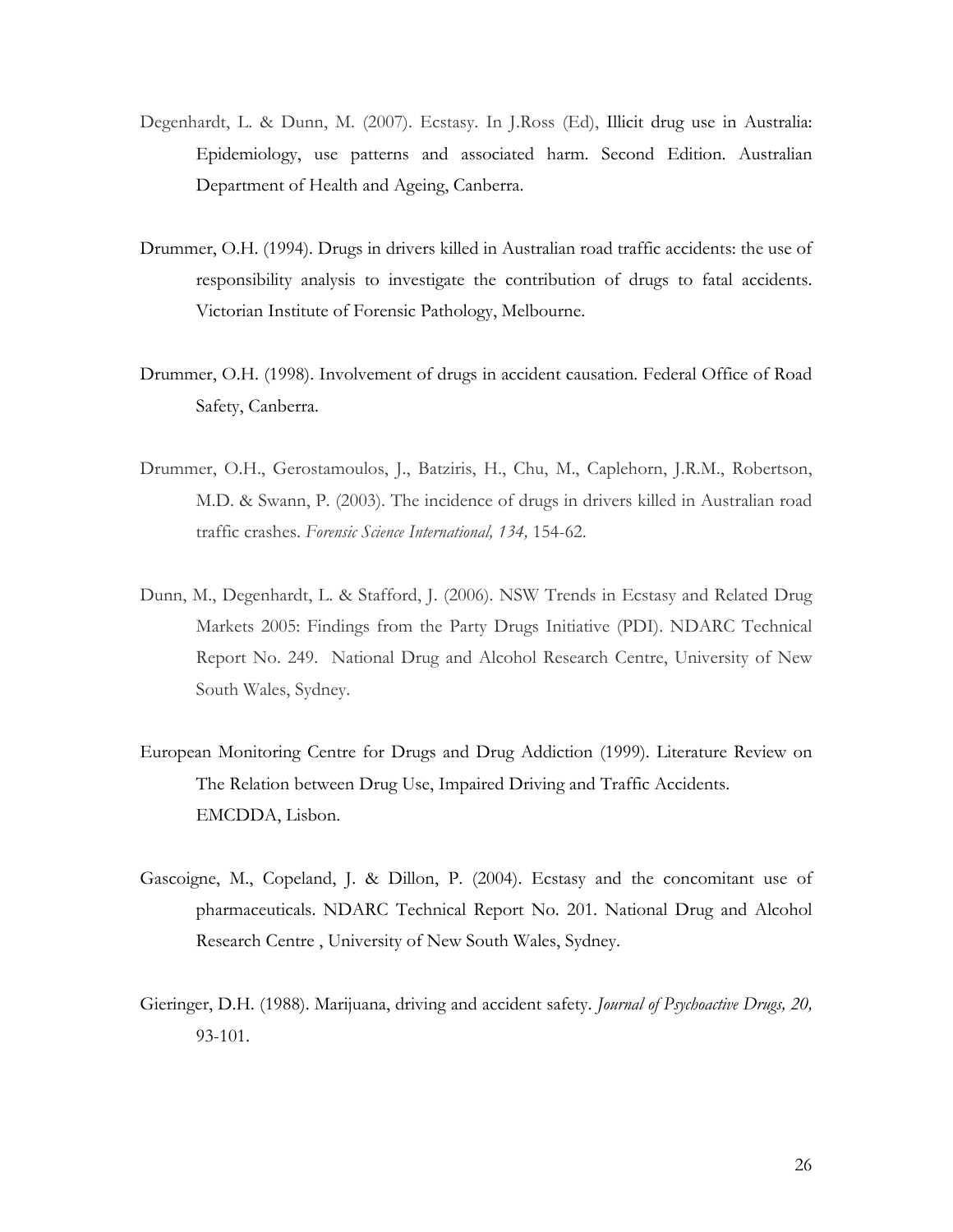Degenhardt, L. & Dunn, M. (2007). Ecstasy. In J.Ross (Ed), Illicit drug use in Australia: Epidemiology, use patterns and associated harm. Second Edition. Australian Department of Health and Ageing, Canberra.

Drummer, O.H. (1994). Drugs in drivers killed in Australian road traffic accidents: the use of responsibility analysis to investigate the contribution of drugs to fatal accidents. Victorian Institute of Forensic Pathology, Melbourne.

Drummer, O.H. (1998). Involvement of drugs in accident causation. Federal Office of Road Safety, Canberra.

Drummer, O.H., Gerostamoulos, J., Batziris, H., Chu, M., Caplehorn, J.R.M., Robertson, M.D. & Swann, P. (2003). The incidence of drugs in drivers killed in Australian road traffic crashes. *Forensic Science International, 134,* 154-62.

Dunn, M., Degenhardt, L. & Stafford, J. (2006). NSW Trends in Ecstasy and Related Drug Markets 2005: Findings from the Party Drugs Initiative (PDI). NDARC Technical Report No. 249. National Drug and Alcohol Research Centre, University of New South Wales, Sydney.

European Monitoring Centre for Drugs and Drug Addiction (1999). Literature Review on The Relation between Drug Use, Impaired Driving and Traffic Accidents. EMCDDA, Lisbon.

Gascoigne, M., Copeland, J. & Dillon, P. (2004). Ecstasy and the concomitant use of pharmaceuticals. NDARC Technical Report No. 201. National Drug and Alcohol Research Centre , University of New South Wales, Sydney.

Gieringer, D.H. (1988). Marijuana, driving and accident safety. *Journal of Psychoactive Drugs, 20,* 93-101.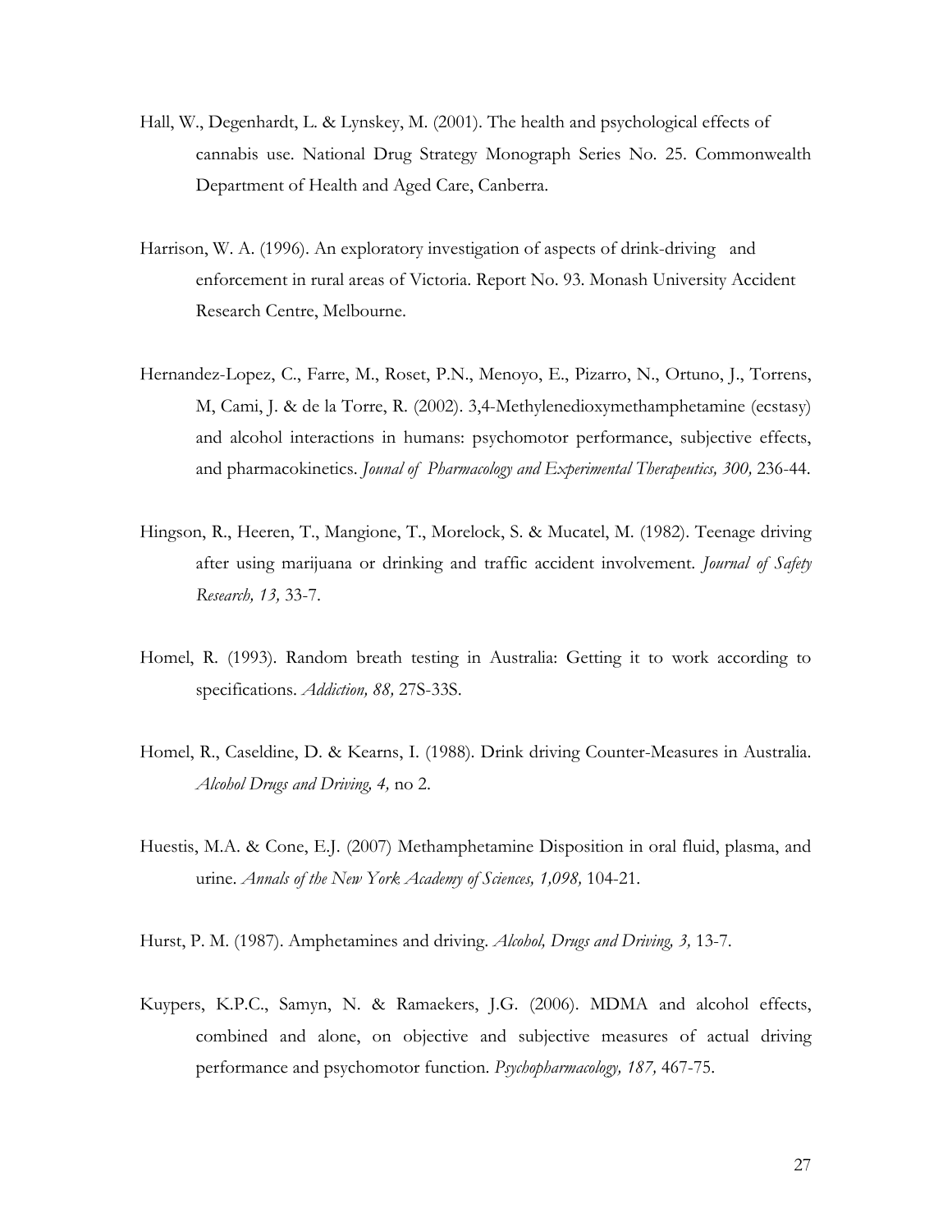Hall, W., Degenhardt, L. & Lynskey, M. (2001). The health and psychological effects of cannabis use. National Drug Strategy Monograph Series No. 25. Commonwealth Department of Health and Aged Care, Canberra.

Harrison, W. A. (1996). An exploratory investigation of aspects of drink-driving and enforcement in rural areas of Victoria. Report No. 93. Monash University Accident Research Centre, Melbourne.

Hernandez-Lopez, C., Farre, M., Roset, P.N., Menoyo, E., Pizarro, N., Ortuno, J., Torrens, M, Cami, J. & de la Torre, R. (2002). 3,4-Methylenedioxymethamphetamine (ecstasy) and alcohol interactions in humans: psychomotor performance, subjective effects, and pharmacokinetics. *Jounal of Pharmacology and Experimental Therapeutics, 300,* 236-44.

Hingson, R., Heeren, T., Mangione, T., Morelock, S. & Mucatel, M. (1982). Teenage driving after using marijuana or drinking and traffic accident involvement. *Journal of Safety Research, 13,* 33-7.

Homel, R. (1993). Random breath testing in Australia: Getting it to work according to specifications. *Addiction, 88,* 27S-33S.

Homel, R., Caseldine, D. & Kearns, I. (1988). Drink driving Counter-Measures in Australia. *Alcohol Drugs and Driving, 4,* no 2.

Huestis, M.A. & Cone, E.J. (2007) Methamphetamine Disposition in oral fluid, plasma, and urine. *Annals of the New York Academy of Sciences, 1,098,* 104-21.

Hurst, P. M. (1987). Amphetamines and driving. *Alcohol, Drugs and Driving, 3,* 13-7.

Kuypers, K.P.C., Samyn, N. & Ramaekers, J.G. (2006). MDMA and alcohol effects, combined and alone, on objective and subjective measures of actual driving performance and psychomotor function. *Psychopharmacology, 187,* 467-75.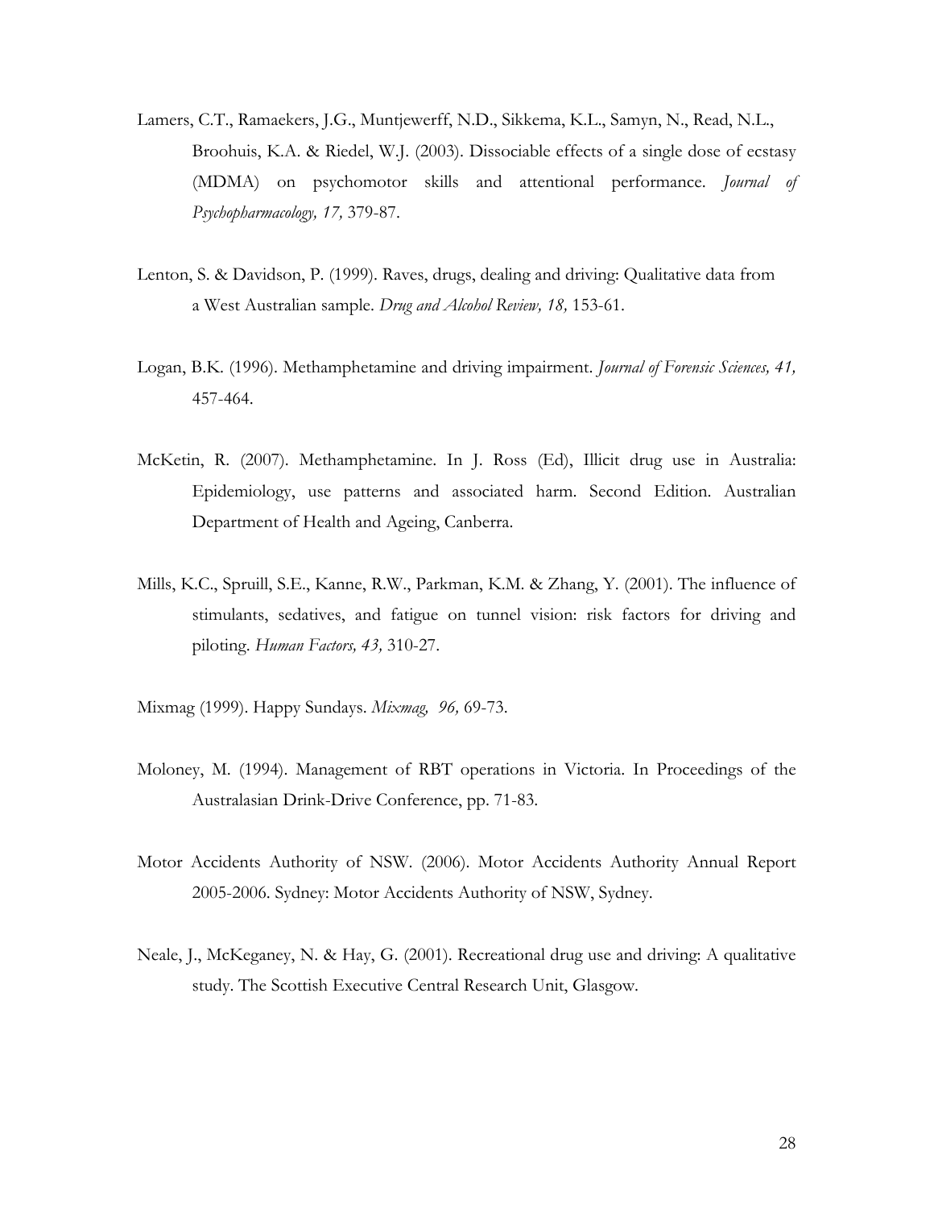Lamers, C.T., Ramaekers, J.G., Muntjewerff, N.D., Sikkema, K.L., Samyn, N., Read, N.L., Broohuis, K.A. & Riedel, W.J. (2003). Dissociable effects of a single dose of ecstasy (MDMA) on psychomotor skills and attentional performance. *Journal of Psychopharmacology, 17,* 379-87.

Lenton, S. & Davidson, P. (1999). Raves, drugs, dealing and driving: Qualitative data from a West Australian sample. *Drug and Alcohol Review, 18,* 153-61.

Logan, B.K. (1996). Methamphetamine and driving impairment. *Journal of Forensic Sciences, 41,* 457-464.

McKetin, R. (2007). Methamphetamine. In J. Ross (Ed), Illicit drug use in Australia: Epidemiology, use patterns and associated harm. Second Edition. Australian Department of Health and Ageing, Canberra.

Mills, K.C., Spruill, S.E., Kanne, R.W., Parkman, K.M. & Zhang, Y. (2001). The influence of stimulants, sedatives, and fatigue on tunnel vision: risk factors for driving and piloting. *Human Factors, 43,* 310-27.

Mixmag (1999). Happy Sundays. *Mixmag, 96,* 69-73.

Moloney, M. (1994). Management of RBT operations in Victoria. In Proceedings of the Australasian Drink-Drive Conference, pp. 71-83.

Motor Accidents Authority of NSW. (2006). Motor Accidents Authority Annual Report 2005-2006. Sydney: Motor Accidents Authority of NSW, Sydney.

Neale, J., McKeganey, N. & Hay, G. (2001). Recreational drug use and driving: A qualitative study. The Scottish Executive Central Research Unit, Glasgow.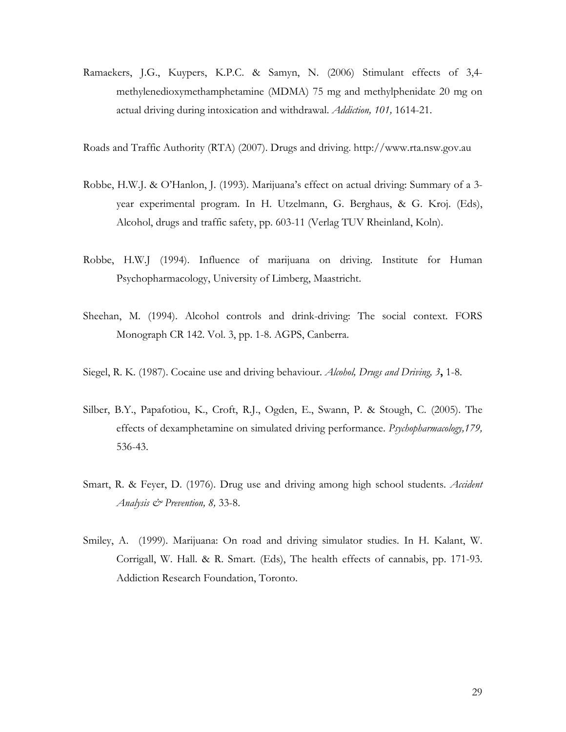Ramaekers, J.G., Kuypers, K.P.C. & Samyn, N. (2006) Stimulant effects of 3,4-methylenedioxymethamphetamine (MDMA) 75 mg and methylphenidate 20 mg on actual driving during intoxication and withdrawal. *Addiction, 101,* 1614-21.

Roads and Traffic Authority (RTA) (2007). Drugs and driving. http://www.rta.nsw.gov.au

Robbe, H.W.J. & O'Hanlon, J. (1993). Marijuana's effect on actual driving: Summary of a 3-year experimental program. In H. Utzelmann, G. Berghaus, & G. Kroj. (Eds), Alcohol, drugs and traffic safety, pp. 603-11 (Verlag TUV Rheinland, Koln).

Robbe, H.W.J (1994). Influence of marijuana on driving. Institute for Human Psychopharmacology, University of Limberg, Maastricht.

Sheehan, M. (1994). Alcohol controls and drink-driving: The social context. FORS Monograph CR 142. Vol. 3, pp. 1-8. AGPS, Canberra.

Siegel, R. K. (1987). Cocaine use and driving behaviour. *Alcohol, Drugs and Driving, 3***,** 1-8.

Silber, B.Y., Papafotiou, K., Croft, R.J., Ogden, E., Swann, P. & Stough, C. (2005). The effects of dexamphetamine on simulated driving performance. *Psychopharmacology,179,* 536-43.

Smart, R. & Feyer, D. (1976). Drug use and driving among high school students. *Accident Analysis & Prevention, 8,* 33-8.

Smiley, A. (1999). Marijuana: On road and driving simulator studies. In H. Kalant, W. Corrigall, W. Hall. & R. Smart. (Eds), The health effects of cannabis, pp. 171-93. Addiction Research Foundation, Toronto.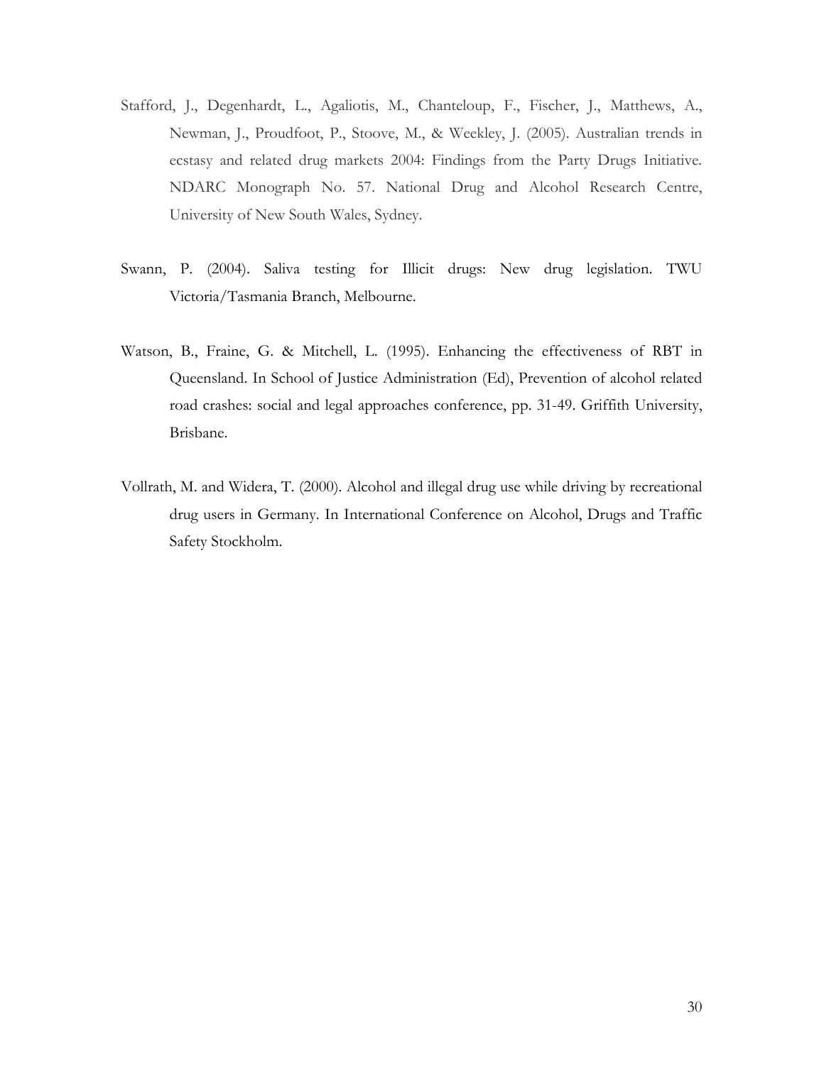Stafford, J., Degenhardt, L., Agaliotis, M., Chanteloup, F., Fischer, J., Matthews, A., Newman, J., Proudfoot, P., Stoove, M., & Weekley, J. (2005). Australian trends in ecstasy and related drug markets 2004: Findings from the Party Drugs Initiative. NDARC Monograph No. 57. National Drug and Alcohol Research Centre, University of New South Wales, Sydney.

Swann, P. (2004). Saliva testing for Illicit drugs: New drug legislation. TWU Victoria/Tasmania Branch, Melbourne.

Watson, B., Fraine, G. & Mitchell, L. (1995). Enhancing the effectiveness of RBT in Queensland. In School of Justice Administration (Ed), Prevention of alcohol related road crashes: social and legal approaches conference, pp. 31-49. Griffith University, Brisbane.

Vollrath, M. and Widera, T. (2000). Alcohol and illegal drug use while driving by recreational drug users in Germany. In International Conference on Alcohol, Drugs and Traffic Safety Stockholm.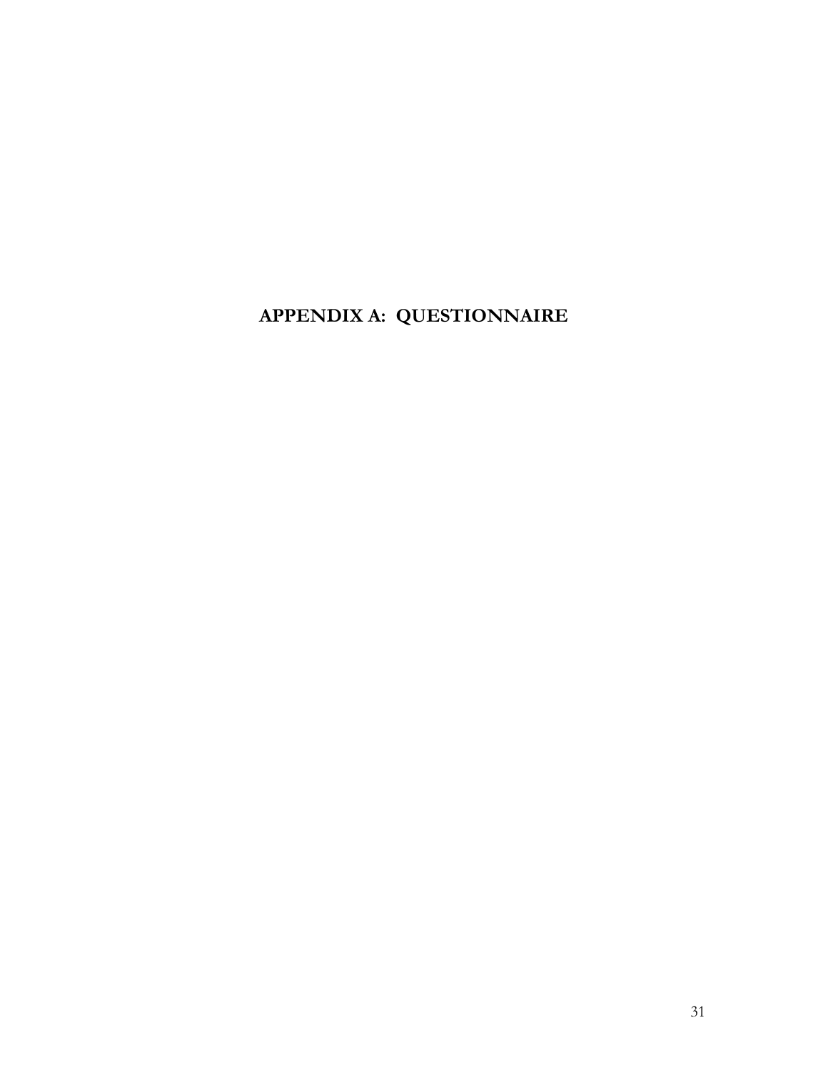# APPENDIX A: QUESTIONNAIRE